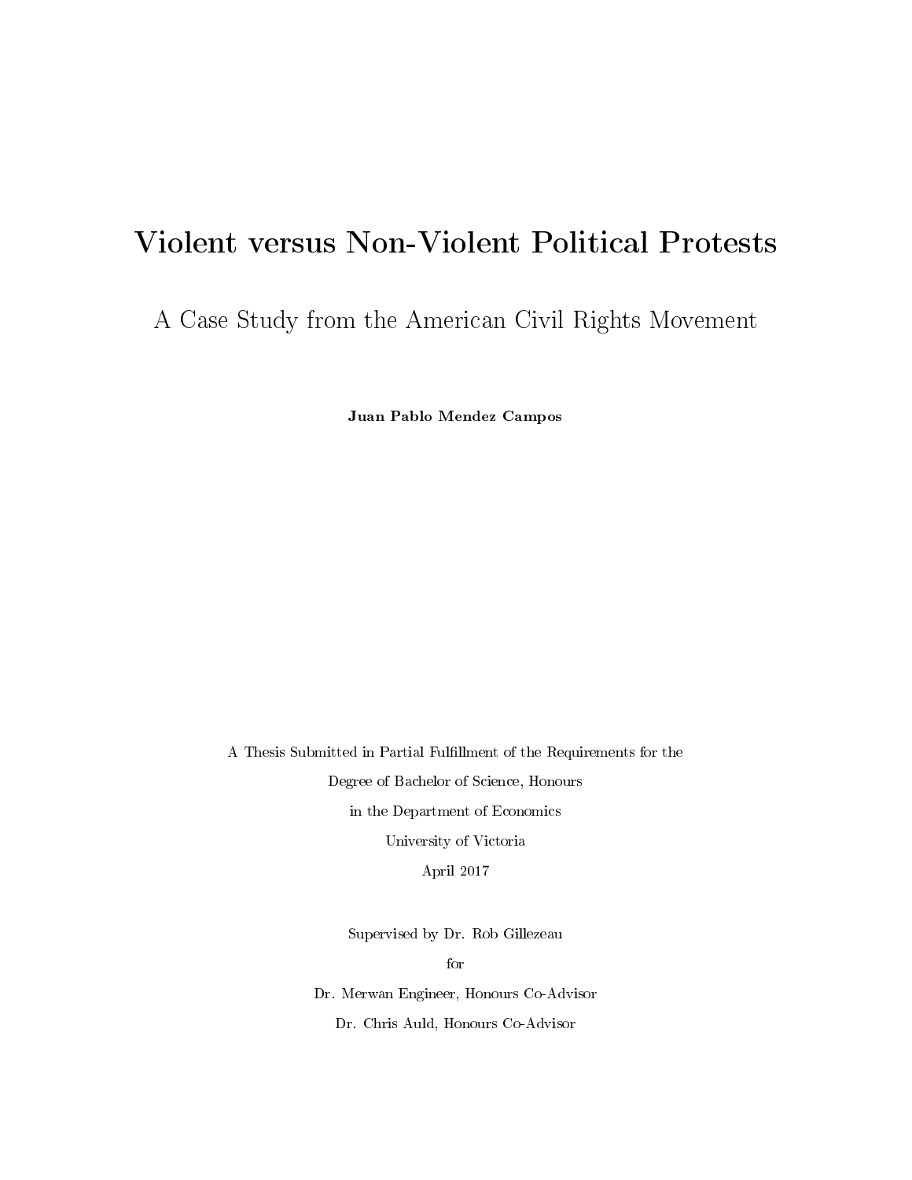# Violent versus Non-Violent Political Protests

## A Case Study from the American Civil Rights Movement

**Juan Pablo Mendez Campos**

A Thesis Submitted in Partial Fulfillment of the Requirements for the

Degree of Bachelor of Science, Honours

in the Department of Economics

University of Victoria

April 2017

Supervised by Dr. Rob Gillezeau

for

Dr. Merwan Engineer, Honours Co-Advisor

Dr. Chris Auld, Honours Co-Advisor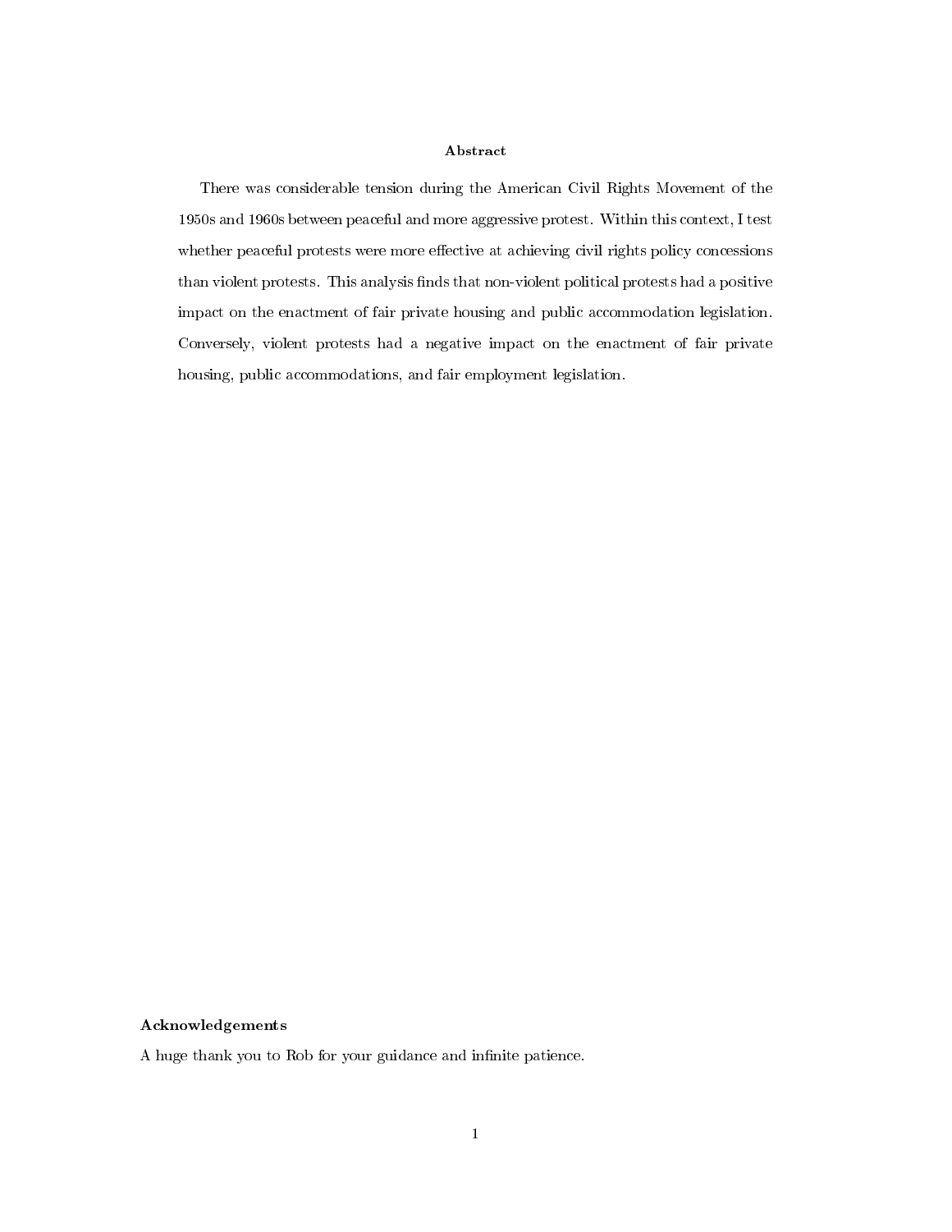## Abstract

There was considerable tension during the American Civil Rights Movement of the 1950s and 1960s between peaceful and more aggressive protest. Within this context, I test whether peaceful protests were more effective at achieving civil rights policy concessions than violent protests. This analysis finds that non-violent political protests had a positive impact on the enactment of fair private housing and public accommodation legislation. Conversely, violent protests had a negative impact on the enactment of fair private housing, public accommodations, and fair employment legislation.

**Acknowledgements**

A huge thank you to Rob for your guidance and infinite patience.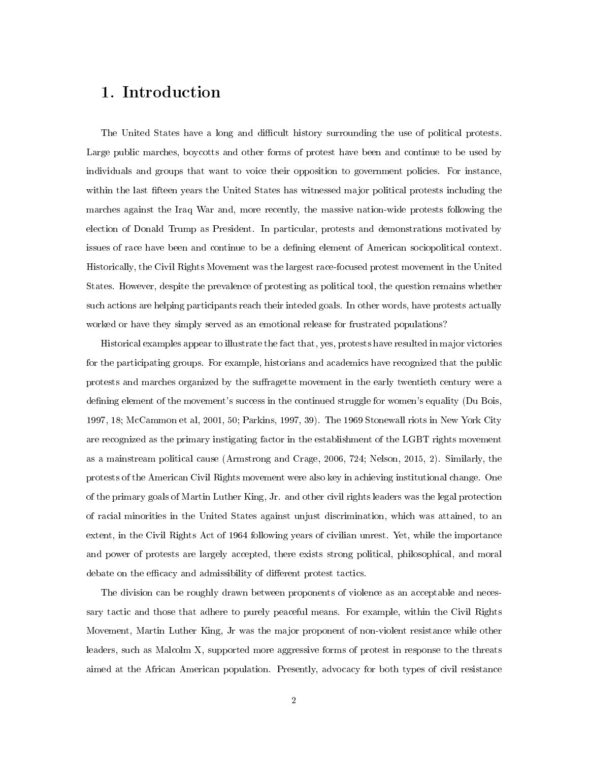# 1. Introduction

The United States have a long and difficult history surrounding the use of political protests. Large public marches, boycotts and other forms of protest have been and continue to be used by individuals and groups that want to voice their opposition to government policies. For instance, within the last fifteen years the United States has witnessed major political protests including the marches against the Iraq War and, more recently, the massive nation-wide protests following the election of Donald Trump as President. In particular, protests and demonstrations motivated by issues of race have been and continue to be a defining element of American sociopolitical context. Historically, the Civil Rights Movement was the largest race-focused protest movement in the United States. However, despite the prevalence of protesting as political tool, the question remains whether such actions are helping participants reach their inteded goals. In other words, have protests actually worked or have they simply served as an emotional release for frustrated populations?

Historical examples appear to illustrate the fact that, yes, protests have resulted in major victories for the participating groups. For example, historians and academics have recognized that the public protests and marches organized by the suffragette movement in the early twentieth century were a defining element of the movement's success in the continued struggle for women's equality (Du Bois, 1997, 18; McCammon et al, 2001, 50; Parkins, 1997, 39). The 1969 Stonewall riots in New York City are recognized as the primary instigating factor in the establishment of the LGBT rights movement as a mainstream political cause (Armstrong and Crage, 2006, 724; Nelson, 2015, 2). Similarly, the protests of the American Civil Rights movement were also key in achieving institutional change. One of the primary goals of Martin Luther King, Jr. and other civil rights leaders was the legal protection of racial minorities in the United States against unjust discrimination, which was attained, to an extent, in the Civil Rights Act of 1964 following years of civilian unrest. Yet, while the importance and power of protests are largely accepted, there exists strong political, philosophical, and moral debate on the efficacy and admissibility of different protest tactics.

The division can be roughly drawn between proponents of violence as an acceptable and necessary tactic and those that adhere to purely peaceful means. For example, within the Civil Rights Movement, Martin Luther King, Jr was the major proponent of non-violent resistance while other leaders, such as Malcolm X, supported more aggressive forms of protest in response to the threats aimed at the African American population. Presently, advocacy for both types of civil resistance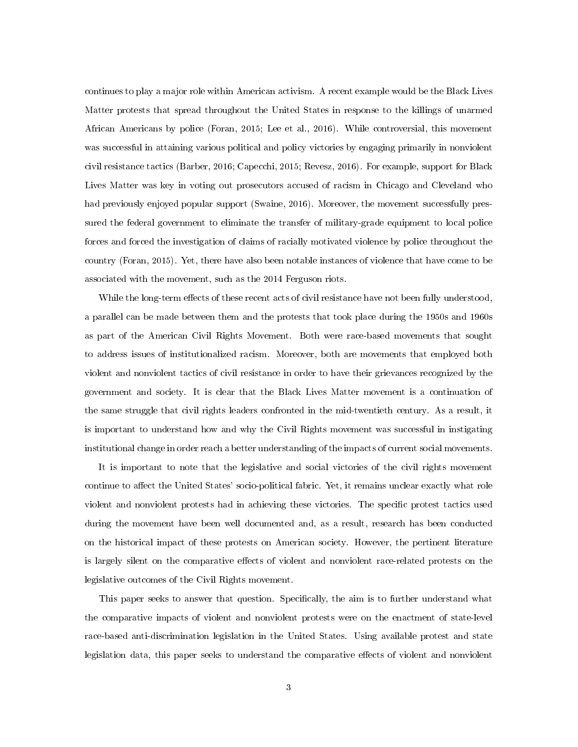continues to play a major role within American activism. A recent example would be the Black Lives Matter protests that spread throughout the United States in response to the killings of unarmed African Americans by police (Foran, 2015; Lee et al., 2016). While controversial, this movement was successful in attaining various political and policy victories by engaging primarily in nonviolent civil resistance tactics (Barber, 2016; Capecchi, 2015; Revesz, 2016). For example, support for Black Lives Matter was key in voting out prosecutors accused of racism in Chicago and Cleveland who had previously enjoyed popular support (Swaine, 2016). Moreover, the movement successfully pressured the federal government to eliminate the transfer of military-grade equipment to local police forces and forced the investigation of claims of racially motivated violence by police throughout the country (Foran, 2015). Yet, there have also been notable instances of violence that have come to be associated with the movement, such as the 2014 Ferguson riots.

While the long-term effects of these recent acts of civil resistance have not been fully understood, a parallel can be made between them and the protests that took place during the 1950s and 1960s as part of the American Civil Rights Movement. Both were race-based movements that sought to address issues of institutionalized racism. Moreover, both are movements that employed both violent and nonviolent tactics of civil resistance in order to have their grievances recognized by the government and society. It is clear that the Black Lives Matter movement is a continuation of the same struggle that civil rights leaders confronted in the mid-twentieth century. As a result, it is important to understand how and why the Civil Rights movement was successful in instigating institutional change in order reach a better understanding of the impacts of current social movements.

It is important to note that the legislative and social victories of the civil rights movement continue to affect the United States' socio-political fabric. Yet, it remains unclear exactly what role violent and nonviolent protests had in achieving these victories. The specific protest tactics used during the movement have been well documented and, as a result, research has been conducted on the historical impact of these protests on American society. However, the pertinent literature is largely silent on the comparative effects of violent and nonviolent race-related protests on the legislative outcomes of the Civil Rights movement.

This paper seeks to answer that question. Specifically, the aim is to further understand what the comparative impacts of violent and nonviolent protests were on the enactment of state-level race-based anti-discrimination legislation in the United States. Using available protest and state legislation data, this paper seeks to understand the comparative effects of violent and nonviolent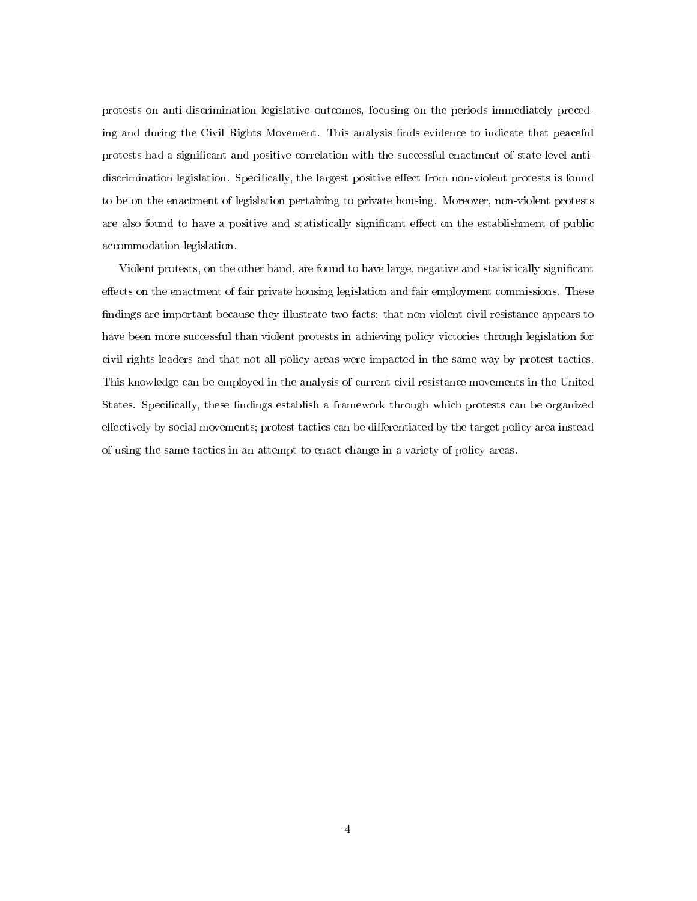protests on anti-discrimination legislative outcomes, focusing on the periods immediately preceding and during the Civil Rights Movement. This analysis finds evidence to indicate that peaceful protests had a significant and positive correlation with the successful enactment of state-level anti-discrimination legislation. Specifically, the largest positive effect from non-violent protests is found to be on the enactment of legislation pertaining to private housing. Moreover, non-violent protests are also found to have a positive and statistically significant effect on the establishment of public accommodation legislation.

Violent protests, on the other hand, are found to have large, negative and statistically significant effects on the enactment of fair private housing legislation and fair employment commissions. These findings are important because they illustrate two facts: that non-violent civil resistance appears to have been more successful than violent protests in achieving policy victories through legislation for civil rights leaders and that not all policy areas were impacted in the same way by protest tactics. This knowledge can be employed in the analysis of current civil resistance movements in the United States. Specifically, these findings establish a framework through which protests can be organized effectively by social movements; protest tactics can be differentiated by the target policy area instead of using the same tactics in an attempt to enact change in a variety of policy areas.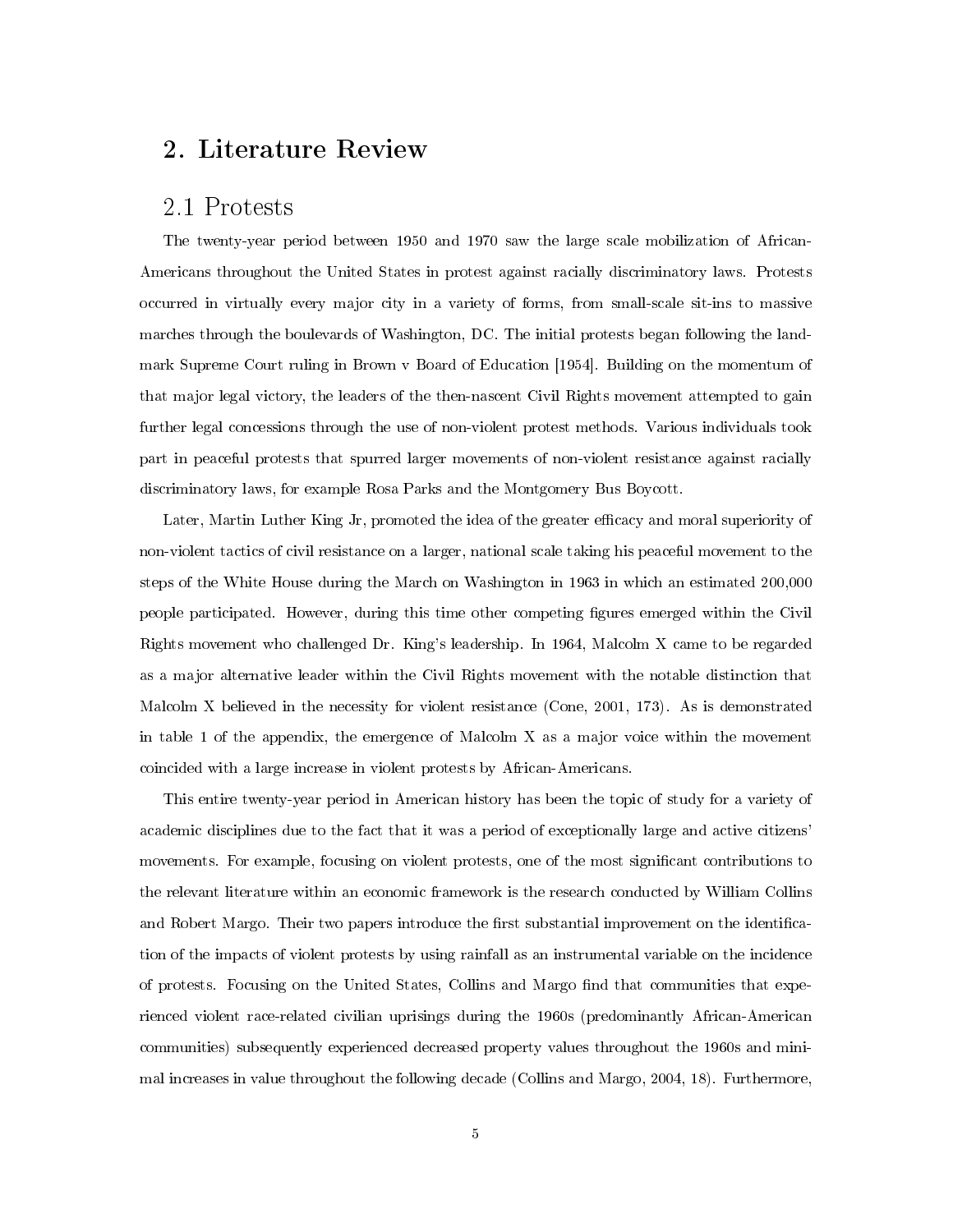# 2. Literature Review

## 2.1 Protests

The twenty-year period between 1950 and 1970 saw the large scale mobilization of African-Americans throughout the United States in protest against racially discriminatory laws. Protests occurred in virtually every major city in a variety of forms, from small-scale sit-ins to massive marches through the boulevards of Washington, DC. The initial protests began following the landmark Supreme Court ruling in Brown v Board of Education [1954]. Building on the momentum of that major legal victory, the leaders of the then-nascent Civil Rights movement attempted to gain further legal concessions through the use of non-violent protest methods. Various individuals took part in peaceful protests that spurred larger movements of non-violent resistance against racially discriminatory laws, for example Rosa Parks and the Montgomery Bus Boycott.

Later, Martin Luther King Jr, promoted the idea of the greater efficacy and moral superiority of non-violent tactics of civil resistance on a larger, national scale taking his peaceful movement to the steps of the White House during the March on Washington in 1963 in which an estimated 200,000 people participated. However, during this time other competing figures emerged within the Civil Rights movement who challenged Dr. King's leadership. In 1964, Malcolm X came to be regarded as a major alternative leader within the Civil Rights movement with the notable distinction that Malcolm X believed in the necessity for violent resistance (Cone, 2001, 173). As is demonstrated in table 1 of the appendix, the emergence of Malcolm X as a major voice within the movement coincided with a large increase in violent protests by African-Americans.

This entire twenty-year period in American history has been the topic of study for a variety of academic disciplines due to the fact that it was a period of exceptionally large and active citizens' movements. For example, focusing on violent protests, one of the most significant contributions to the relevant literature within an economic framework is the research conducted by William Collins and Robert Margo. Their two papers introduce the first substantial improvement on the identification of the impacts of violent protests by using rainfall as an instrumental variable on the incidence of protests. Focusing on the United States, Collins and Margo find that communities that experienced violent race-related civilian uprisings during the 1960s (predominantly African-American communities) subsequently experienced decreased property values throughout the 1960s and minimal increases in value throughout the following decade (Collins and Margo, 2004, 18). Furthermore,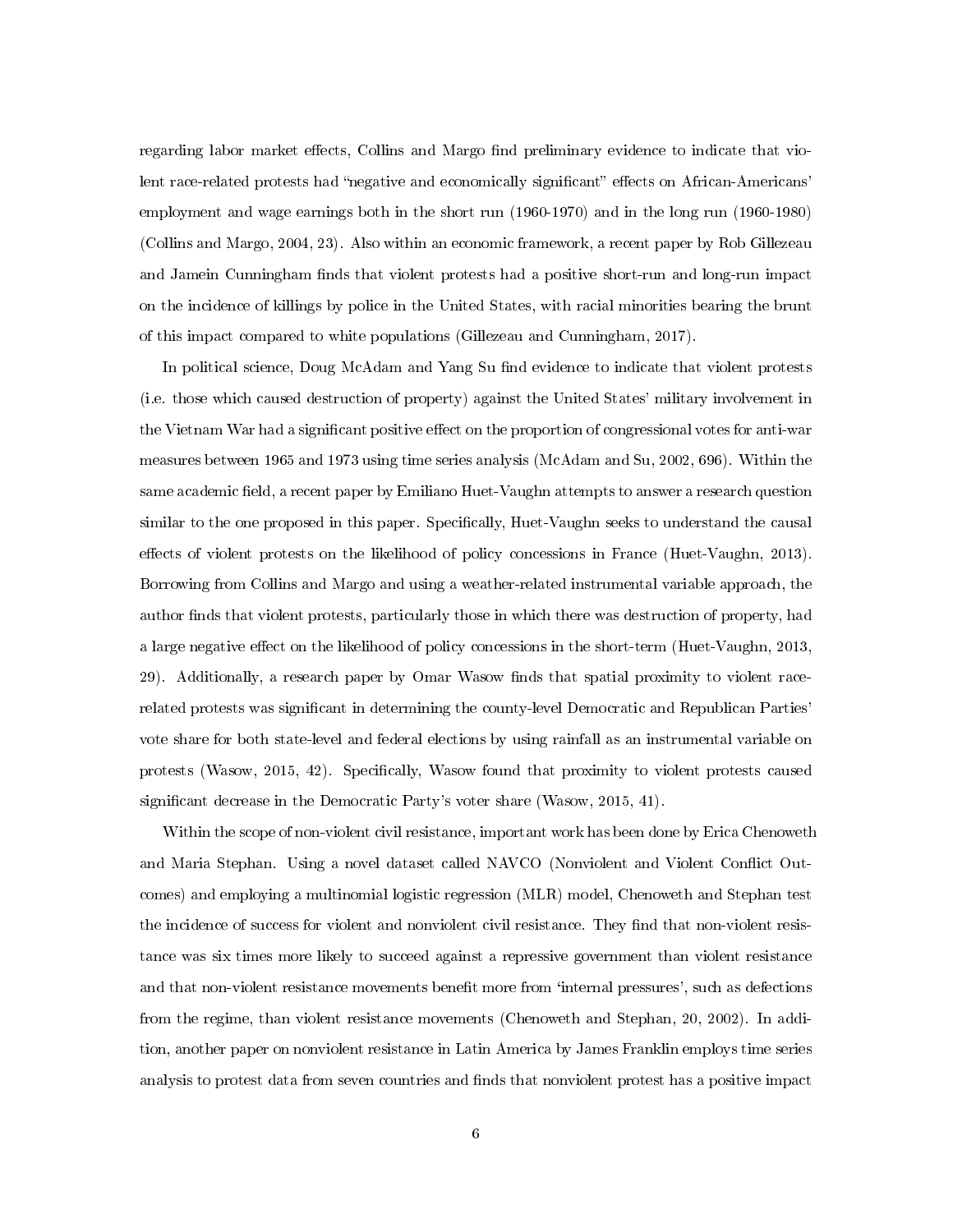regarding labor market effects, Collins and Margo find preliminary evidence to indicate that violent race-related protests had "negative and economically significant" effects on African-Americans' employment and wage earnings both in the short run (1960-1970) and in the long run (1960-1980) (Collins and Margo, 2004, 23). Also within an economic framework, a recent paper by Rob Gillezeau and Jamein Cunningham finds that violent protests had a positive short-run and long-run impact on the incidence of killings by police in the United States, with racial minorities bearing the brunt of this impact compared to white populations (Gillezeau and Cunningham, 2017).

In political science, Doug McAdam and Yang Su find evidence to indicate that violent protests (i.e. those which caused destruction of property) against the United States' military involvement in the Vietnam War had a significant positive effect on the proportion of congressional votes for anti-war measures between 1965 and 1973 using time series analysis (McAdam and Su, 2002, 696). Within the same academic field, a recent paper by Emiliano Huet-Vaughn attempts to answer a research question similar to the one proposed in this paper. Specifically, Huet-Vaughn seeks to understand the causal effects of violent protests on the likelihood of policy concessions in France (Huet-Vaughn, 2013). Borrowing from Collins and Margo and using a weather-related instrumental variable approach, the author finds that violent protests, particularly those in which there was destruction of property, had a large negative effect on the likelihood of policy concessions in the short-term (Huet-Vaughn, 2013, 29). Additionally, a research paper by Omar Wasow finds that spatial proximity to violent race-related protests was significant in determining the county-level Democratic and Republican Parties' vote share for both state-level and federal elections by using rainfall as an instrumental variable on protests (Wasow, 2015, 42). Specifically, Wasow found that proximity to violent protests caused significant decrease in the Democratic Party's voter share (Wasow, 2015, 41).

Within the scope of non-violent civil resistance, important work has been done by Erica Chenoweth and Maria Stephan. Using a novel dataset called NAVCO (Nonviolent and Violent Conflict Outcomes) and employing a multinomial logistic regression (MLR) model, Chenoweth and Stephan test the incidence of success for violent and nonviolent civil resistance. They find that non-violent resistance was six times more likely to succeed against a repressive government than violent resistance and that non-violent resistance movements benefit more from 'internal pressures', such as defections from the regime, than violent resistance movements (Chenoweth and Stephan, 20, 2002). In addition, another paper on nonviolent resistance in Latin America by James Franklin employs time series analysis to protest data from seven countries and finds that nonviolent protest has a positive impact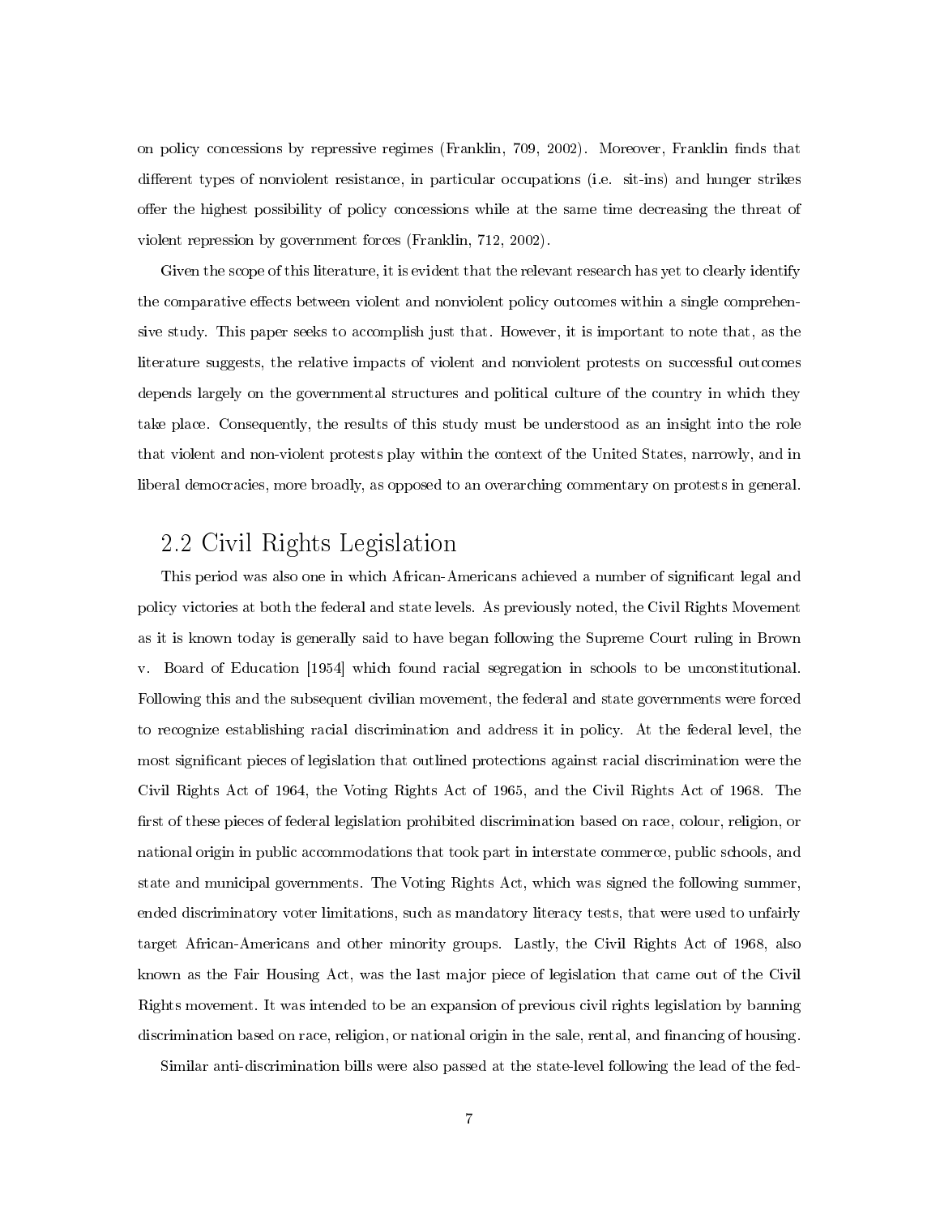on policy concessions by repressive regimes (Franklin, 709, 2002). Moreover, Franklin finds that different types of nonviolent resistance, in particular occupations (i.e. sit-ins) and hunger strikes offer the highest possibility of policy concessions while at the same time decreasing the threat of violent repression by government forces (Franklin, 712, 2002).

Given the scope of this literature, it is evident that the relevant research has yet to clearly identify the comparative effects between violent and nonviolent policy outcomes within a single comprehensive study. This paper seeks to accomplish just that. However, it is important to note that, as the literature suggests, the relative impacts of violent and nonviolent protests on successful outcomes depends largely on the governmental structures and political culture of the country in which they take place. Consequently, the results of this study must be understood as an insight into the role that violent and non-violent protests play within the context of the United States, narrowly, and in liberal democracies, more broadly, as opposed to an overarching commentary on protests in general.

## 2.2 Civil Rights Legislation

This period was also one in which African-Americans achieved a number of significant legal and policy victories at both the federal and state levels. As previously noted, the Civil Rights Movement as it is known today is generally said to have began following the Supreme Court ruling in Brown v. Board of Education [1954] which found racial segregation in schools to be unconstitutional. Following this and the subsequent civilian movement, the federal and state governments were forced to recognize establishing racial discrimination and address it in policy. At the federal level, the most significant pieces of legislation that outlined protections against racial discrimination were the Civil Rights Act of 1964, the Voting Rights Act of 1965, and the Civil Rights Act of 1968. The first of these pieces of federal legislation prohibited discrimination based on race, colour, religion, or national origin in public accommodations that took part in interstate commerce, public schools, and state and municipal governments. The Voting Rights Act, which was signed the following summer, ended discriminatory voter limitations, such as mandatory literacy tests, that were used to unfairly target African-Americans and other minority groups. Lastly, the Civil Rights Act of 1968, also known as the Fair Housing Act, was the last major piece of legislation that came out of the Civil Rights movement. It was intended to be an expansion of previous civil rights legislation by banning discrimination based on race, religion, or national origin in the sale, rental, and financing of housing.

Similar anti-discrimination bills were also passed at the state-level following the lead of the fed-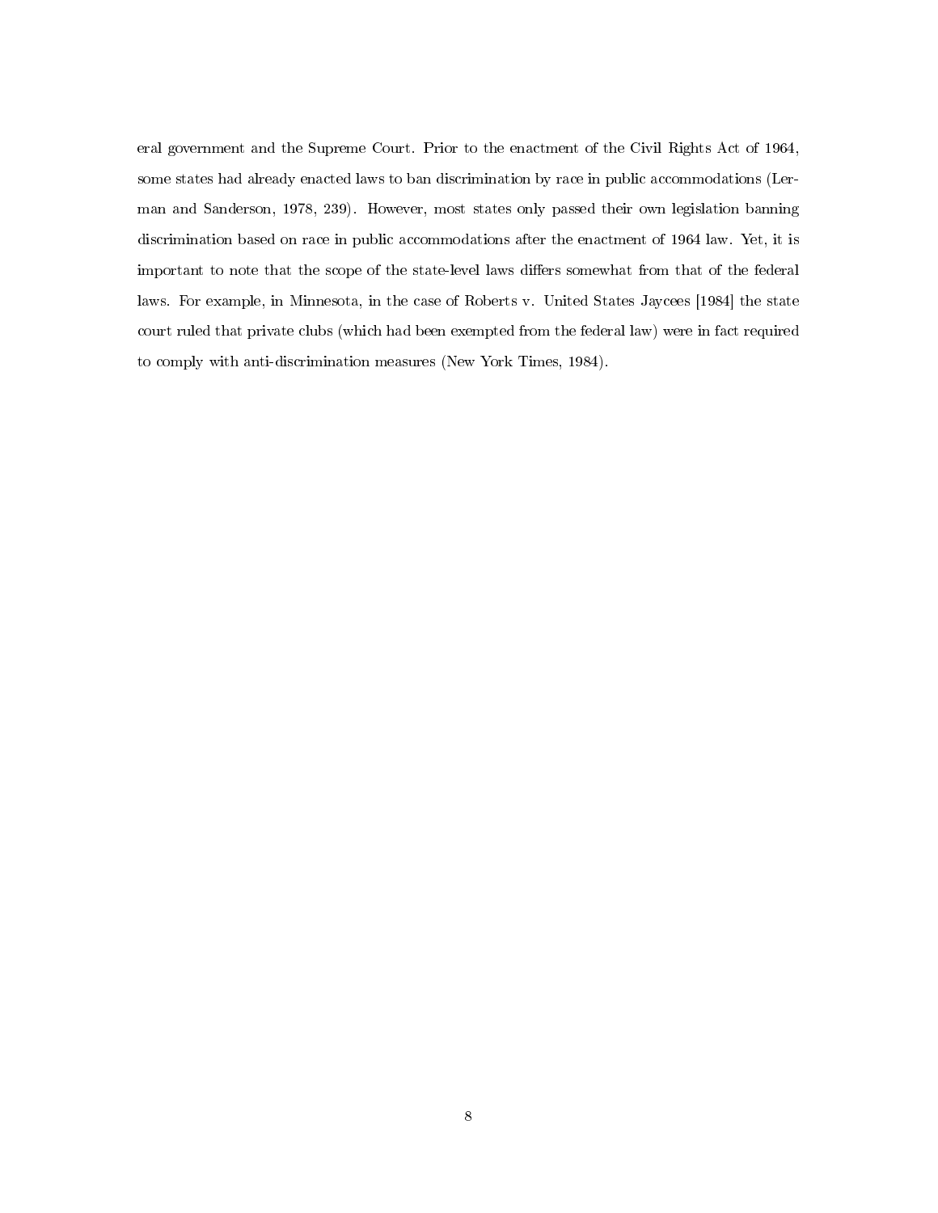eral government and the Supreme Court. Prior to the enactment of the Civil Rights Act of 1964, some states had already enacted laws to ban discrimination by race in public accommodations (Lerman and Sanderson, 1978, 239). However, most states only passed their own legislation banning discrimination based on race in public accommodations after the enactment of 1964 law. Yet, it is important to note that the scope of the state-level laws differs somewhat from that of the federal laws. For example, in Minnesota, in the case of Roberts v. United States Jaycees [1984] the state court ruled that private clubs (which had been exempted from the federal law) were in fact required to comply with anti-discrimination measures (New York Times, 1984).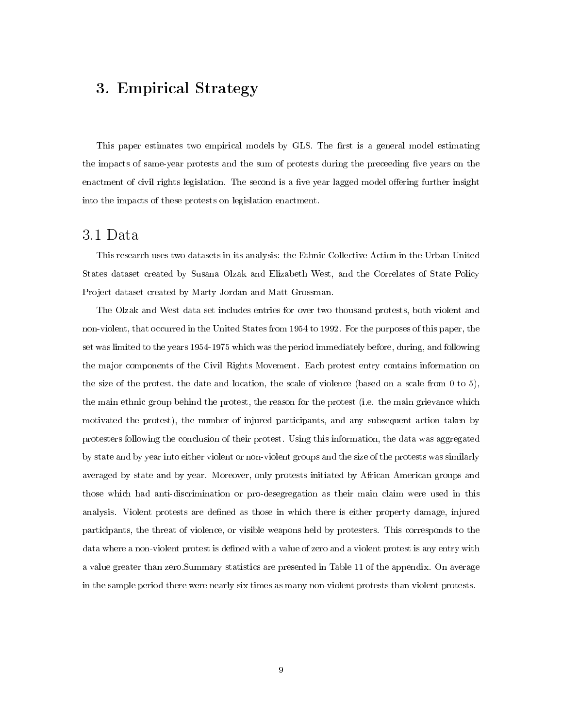# 3. Empirical Strategy

This paper estimates two empirical models by GLS. The first is a general model estimating the impacts of same-year protests and the sum of protests during the preceeding five years on the enactment of civil rights legislation. The second is a five year lagged model offering further insight into the impacts of these protests on legislation enactment.

## 3.1 Data

This research uses two datasets in its analysis: the Ethnic Collective Action in the Urban United States dataset created by Susana Olzak and Elizabeth West, and the Correlates of State Policy Project dataset created by Marty Jordan and Matt Grossman.

The Olzak and West data set includes entries for over two thousand protests, both violent and non-violent, that occurred in the United States from 1954 to 1992. For the purposes of this paper, the set was limited to the years 1954-1975 which was the period immediately before, during, and following the major components of the Civil Rights Movement. Each protest entry contains information on the size of the protest, the date and location, the scale of violence (based on a scale from 0 to 5), the main ethnic group behind the protest, the reason for the protest (i.e. the main grievance which motivated the protest), the number of injured participants, and any subsequent action taken by protesters following the conclusion of their protest. Using this information, the data was aggregated by state and by year into either violent or non-violent groups and the size of the protests was similarly averaged by state and by year. Moreover, only protests initiated by African American groups and those which had anti-discrimination or pro-desegregation as their main claim were used in this analysis. Violent protests are defined as those in which there is either property damage, injured participants, the threat of violence, or visible weapons held by protesters. This corresponds to the data where a non-violent protest is defined with a value of zero and a violent protest is any entry with a value greater than zero.Summary statistics are presented in Table 11 of the appendix. On average in the sample period there were nearly six times as many non-violent protests than violent protests.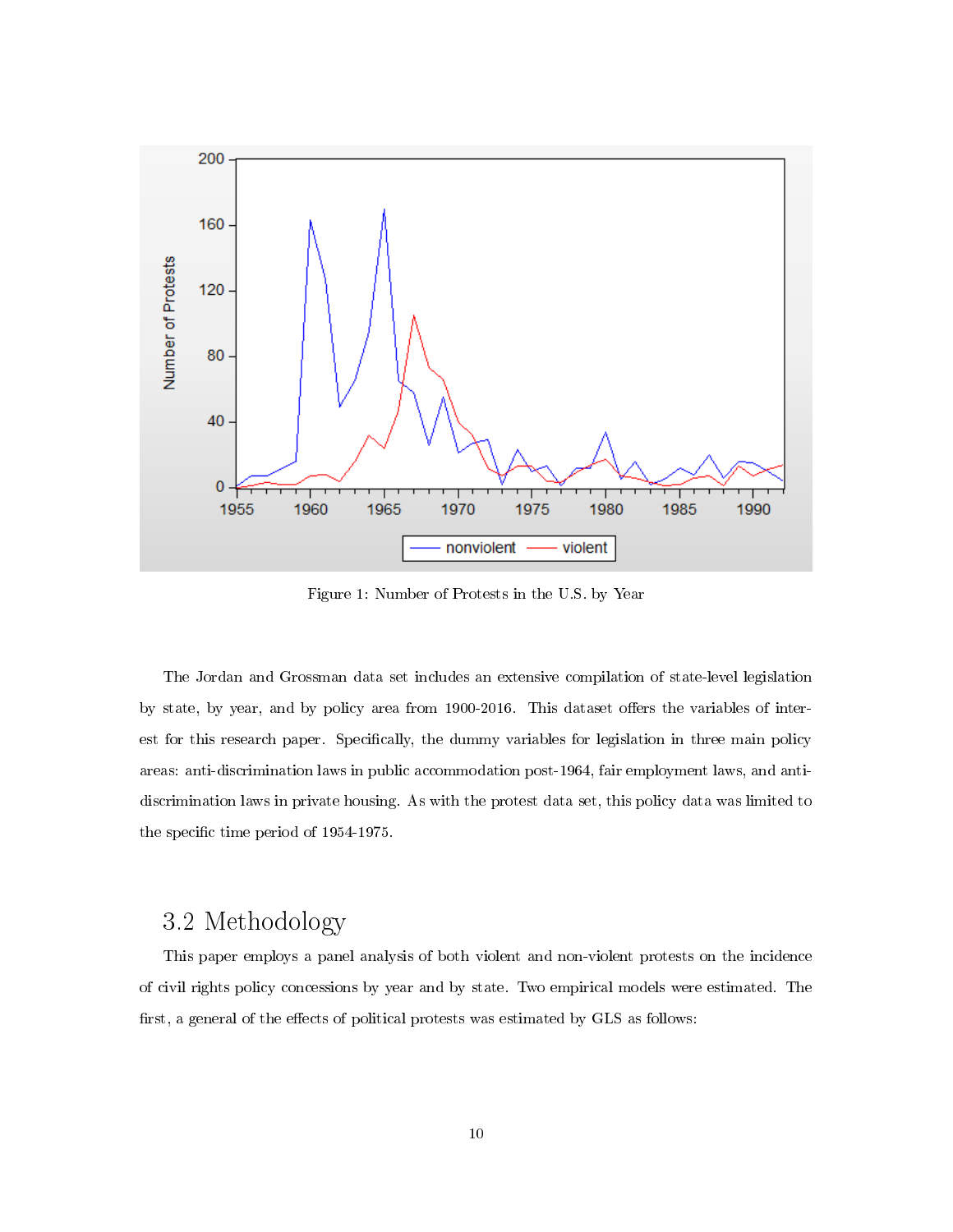200
160
120
80
40
0
Number of Protests
1955 1960 1965 1970 1975 1980 1985 1990
nonviolent violent

Figure 1: Number of Protests in the U.S. by Year

The Jordan and Grossman data set includes an extensive compilation of state-level legislation by state, by year, and by policy area from 1900-2016. This dataset offers the variables of interest for this research paper. Specifically, the dummy variables for legislation in three main policy areas: anti-discrimination laws in public accommodation post-1964, fair employment laws, and anti-discrimination laws in private housing. As with the protest data set, this policy data was limited to the specific time period of 1954-1975.

## 3.2 Methodology

This paper employs a panel analysis of both violent and non-violent protests on the incidence of civil rights policy concessions by year and by state. Two empirical models were estimated. The first, a general of the effects of political protests was estimated by GLS as follows: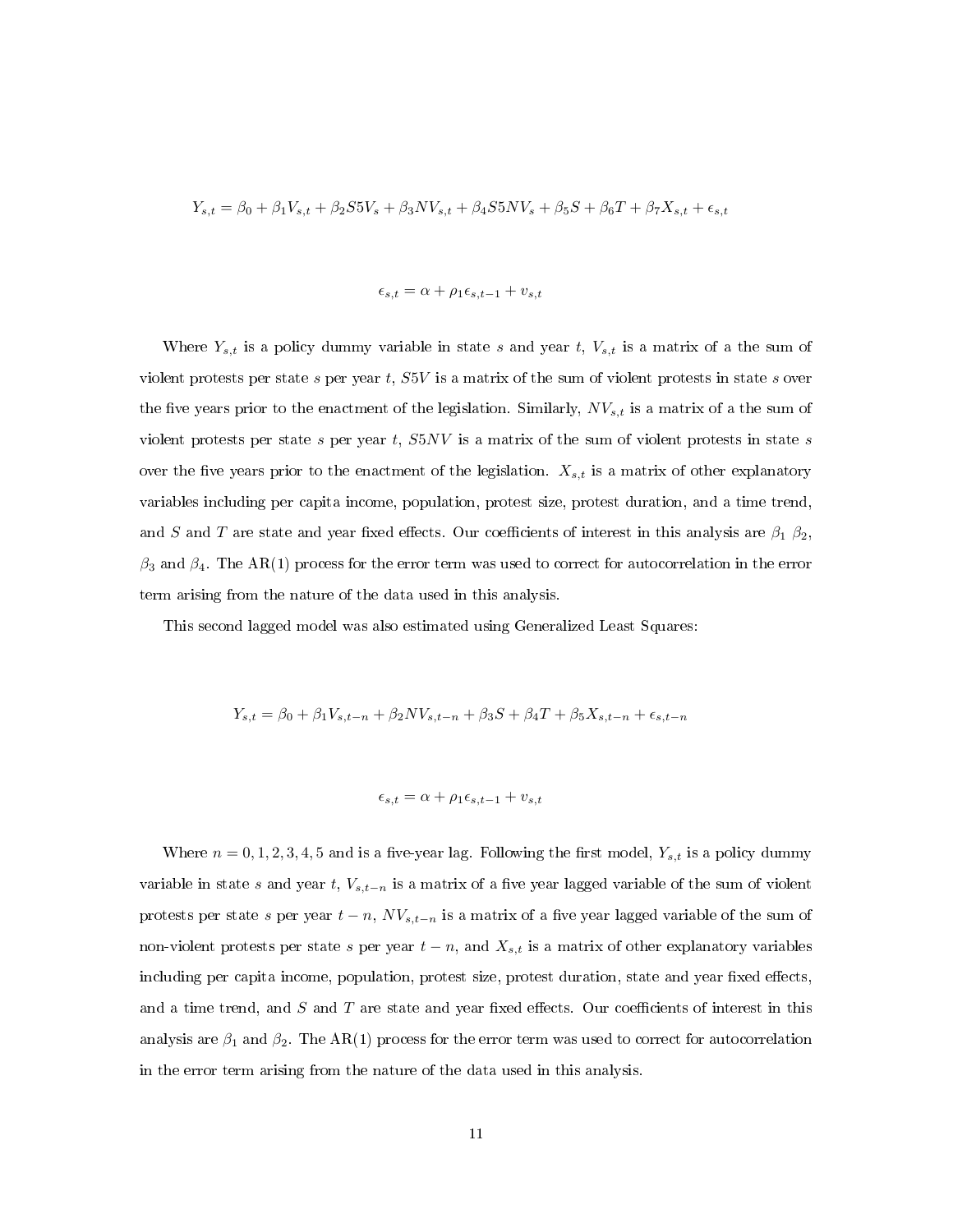$$Y_{s,t} = \beta_0 + \beta_1 V_{s,t} + \beta_2 S5V_s + \beta_3 NV_{s,t} + \beta_4 S5NV_s + \beta_5 S + \beta_6 T + \beta_7 X_{s,t} + \epsilon_{s,t}$$

$$\epsilon_{s,t} = \alpha + \rho_1 \epsilon_{s,t-1} + v_{s,t}$$

Where $Y_{s,t}$ is a policy dummy variable in state $s$ and year $t$, $V_{s,t}$ is a matrix of a the sum of violent protests per state $s$ per year $t$, $S5V$ is a matrix of the sum of violent protests in state $s$ over the five years prior to the enactment of the legislation. Similarly, $NV_{s,t}$ is a matrix of a the sum of violent protests per state $s$ per year $t$, $S5NV$ is a matrix of the sum of violent protests in state $s$ over the five years prior to the enactment of the legislation. $X_{s,t}$ is a matrix of other explanatory variables including per capita income, population, protest size, protest duration, and a time trend, and $S$ and $T$ are state and year fixed effects. Our coefficients of interest in this analysis are $\beta_1$ $\beta_2$, $\beta_3$ and $\beta_4$. The AR(1) process for the error term was used to correct for autocorrelation in the error term arising from the nature of the data used in this analysis.

This second lagged model was also estimated using Generalized Least Squares:

$$Y_{s,t} = \beta_0 + \beta_1 V_{s,t-n} + \beta_2 NV_{s,t-n} + \beta_3 S + \beta_4 T + \beta_5 X_{s,t-n} + \epsilon_{s,t-n}$$

$$\epsilon_{s,t} = \alpha + \rho_1 \epsilon_{s,t-1} + v_{s,t}$$

Where $n = 0, 1, 2, 3, 4, 5$ and is a five-year lag. Following the first model, $Y_{s,t}$ is a policy dummy variable in state $s$ and year $t$, $V_{s,t-n}$ is a matrix of a five year lagged variable of the sum of violent protests per state $s$ per year $t-n$, $NV_{s,t-n}$ is a matrix of a five year lagged variable of the sum of non-violent protests per state $s$ per year $t-n$, and $X_{s,t}$ is a matrix of other explanatory variables including per capita income, population, protest size, protest duration, state and year fixed effects, and a time trend, and $S$ and $T$ are state and year fixed effects. Our coefficients of interest in this analysis are $\beta_1$ and $\beta_2$. The AR(1) process for the error term was used to correct for autocorrelation in the error term arising from the nature of the data used in this analysis.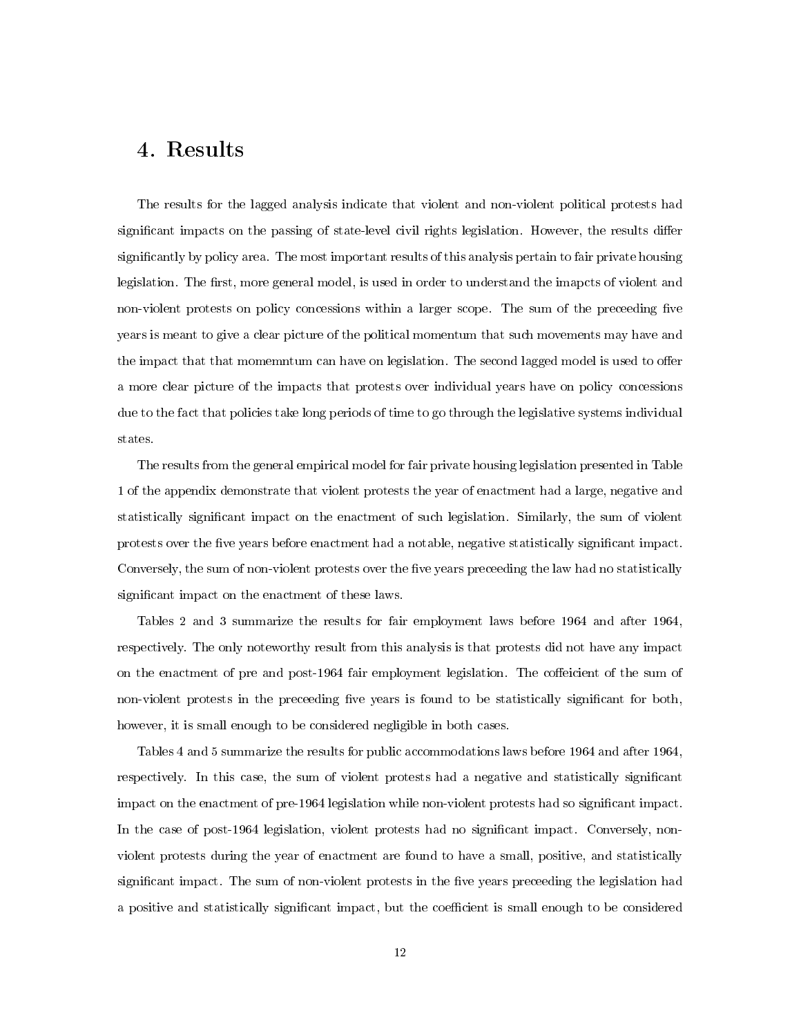# 4. Results

The results for the lagged analysis indicate that violent and non-violent political protests had significant impacts on the passing of state-level civil rights legislation. However, the results differ significantly by policy area. The most important results of this analysis pertain to fair private housing legislation. The first, more general model, is used in order to understand the imapcts of violent and non-violent protests on policy concessions within a larger scope. The sum of the preceeding five years is meant to give a clear picture of the political momentum that such movements may have and the impact that that momemntum can have on legislation. The second lagged model is used to offer a more clear picture of the impacts that protests over individual years have on policy concessions due to the fact that policies take long periods of time to go through the legislative systems individual states.

The results from the general empirical model for fair private housing legislation presented in Table 1 of the appendix demonstrate that violent protests the year of enactment had a large, negative and statistically significant impact on the enactment of such legislation. Similarly, the sum of violent protests over the five years before enactment had a notable, negative statistically significant impact. Conversely, the sum of non-violent protests over the five years preceeding the law had no statistically significant impact on the enactment of these laws.

Tables 2 and 3 summarize the results for fair employment laws before 1964 and after 1964, respectively. The only noteworthy result from this analysis is that protests did not have any impact on the enactment of pre and post-1964 fair employment legislation. The coffeicient of the sum of non-violent protests in the preceeding five years is found to be statistically significant for both, however, it is small enough to be considered negligible in both cases.

Tables 4 and 5 summarize the results for public accommodations laws before 1964 and after 1964, respectively. In this case, the sum of violent protests had a negative and statistically significant impact on the enactment of pre-1964 legislation while non-violent protests had so significant impact. In the case of post-1964 legislation, violent protests had no significant impact. Conversely, non-violent protests during the year of enactment are found to have a small, positive, and statistically significant impact. The sum of non-violent protests in the five years preceeding the legislation had a positive and statistically significant impact, but the coefficient is small enough to be considered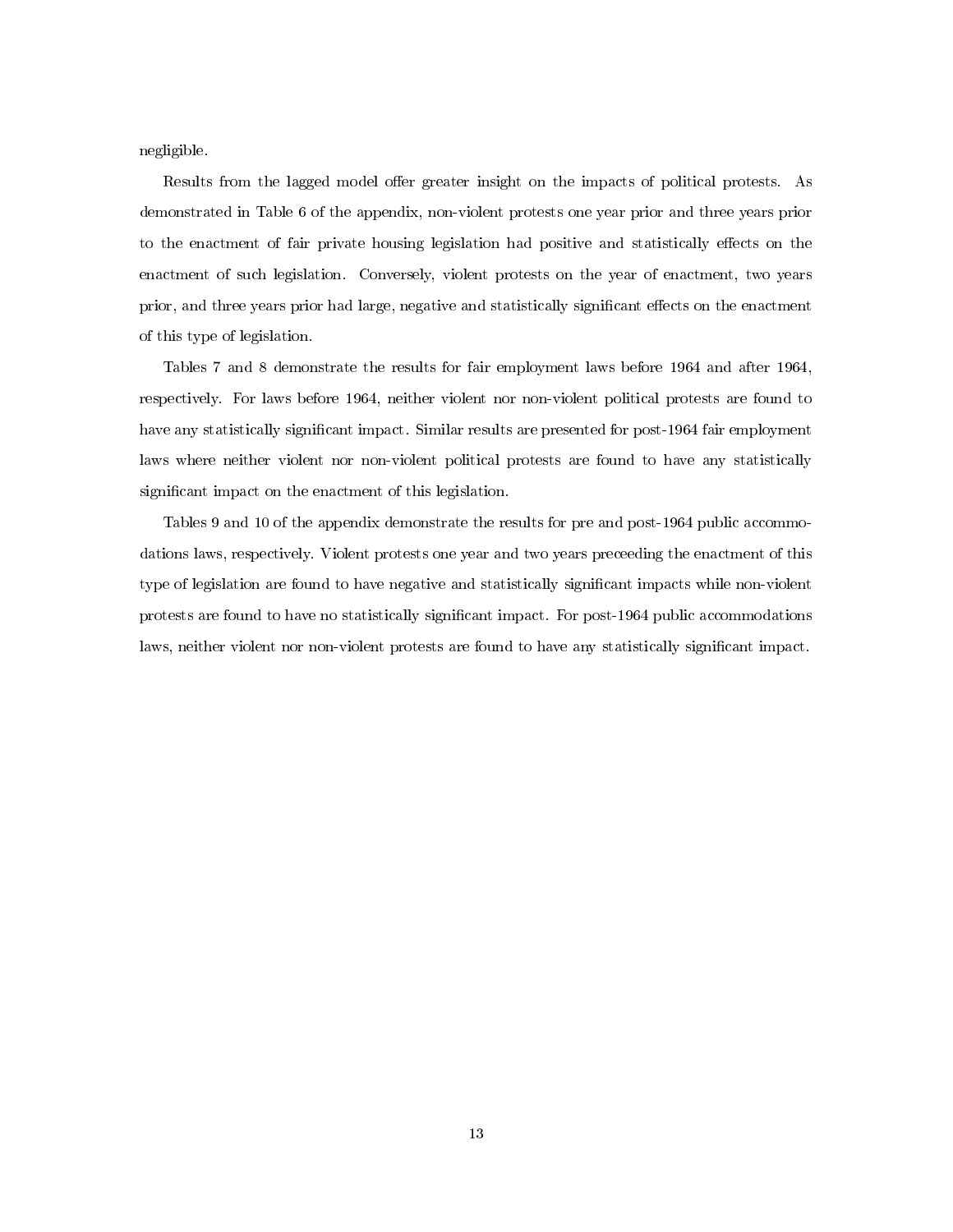negligible.

Results from the lagged model offer greater insight on the impacts of political protests. As demonstrated in Table 6 of the appendix, non-violent protests one year prior and three years prior to the enactment of fair private housing legislation had positive and statistically effects on the enactment of such legislation. Conversely, violent protests on the year of enactment, two years prior, and three years prior had large, negative and statistically significant effects on the enactment of this type of legislation.

Tables 7 and 8 demonstrate the results for fair employment laws before 1964 and after 1964, respectively. For laws before 1964, neither violent nor non-violent political protests are found to have any statistically significant impact. Similar results are presented for post-1964 fair employment laws where neither violent nor non-violent political protests are found to have any statistically significant impact on the enactment of this legislation.

Tables 9 and 10 of the appendix demonstrate the results for pre and post-1964 public accommodations laws, respectively. Violent protests one year and two years preceeding the enactment of this type of legislation are found to have negative and statistically significant impacts while non-violent protests are found to have no statistically significant impact. For post-1964 public accommodations laws, neither violent nor non-violent protests are found to have any statistically significant impact.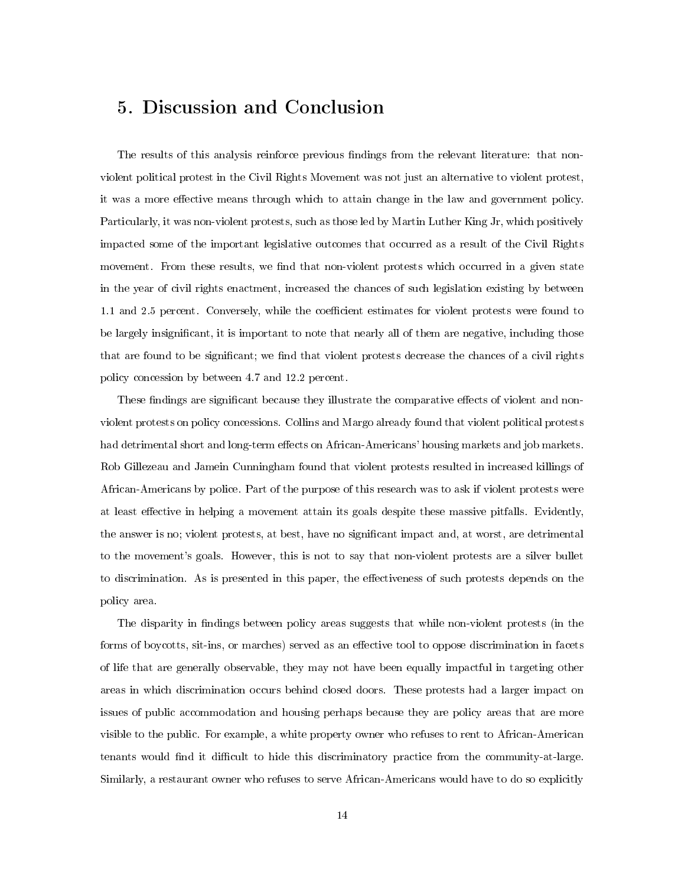## 5. Discussion and Conclusion

The results of this analysis reinforce previous findings from the relevant literature: that non-violent political protest in the Civil Rights Movement was not just an alternative to violent protest, it was a more effective means through which to attain change in the law and government policy. Particularly, it was non-violent protests, such as those led by Martin Luther King Jr, which positively impacted some of the important legislative outcomes that occurred as a result of the Civil Rights movement. From these results, we find that non-violent protests which occurred in a given state in the year of civil rights enactment, increased the chances of such legislation existing by between 1.1 and 2.5 percent. Conversely, while the coefficient estimates for violent protests were found to be largely insignificant, it is important to note that nearly all of them are negative, including those that are found to be significant; we find that violent protests decrease the chances of a civil rights policy concession by between 4.7 and 12.2 percent.

These findings are significant because they illustrate the comparative effects of violent and non-violent protests on policy concessions. Collins and Margo already found that violent political protests had detrimental short and long-term effects on African-Americans' housing markets and job markets. Rob Gillezeau and Jamein Cunningham found that violent protests resulted in increased killings of African-Americans by police. Part of the purpose of this research was to ask if violent protests were at least effective in helping a movement attain its goals despite these massive pitfalls. Evidently, the answer is no; violent protests, at best, have no significant impact and, at worst, are detrimental to the movement's goals. However, this is not to say that non-violent protests are a silver bullet to discrimination. As is presented in this paper, the effectiveness of such protests depends on the policy area.

The disparity in findings between policy areas suggests that while non-violent protests (in the forms of boycotts, sit-ins, or marches) served as an effective tool to oppose discrimination in facets of life that are generally observable, they may not have been equally impactful in targeting other areas in which discrimination occurs behind closed doors. These protests had a larger impact on issues of public accommodation and housing perhaps because they are policy areas that are more visible to the public. For example, a white property owner who refuses to rent to African-American tenants would find it difficult to hide this discriminatory practice from the community-at-large. Similarly, a restaurant owner who refuses to serve African-Americans would have to do so explicitly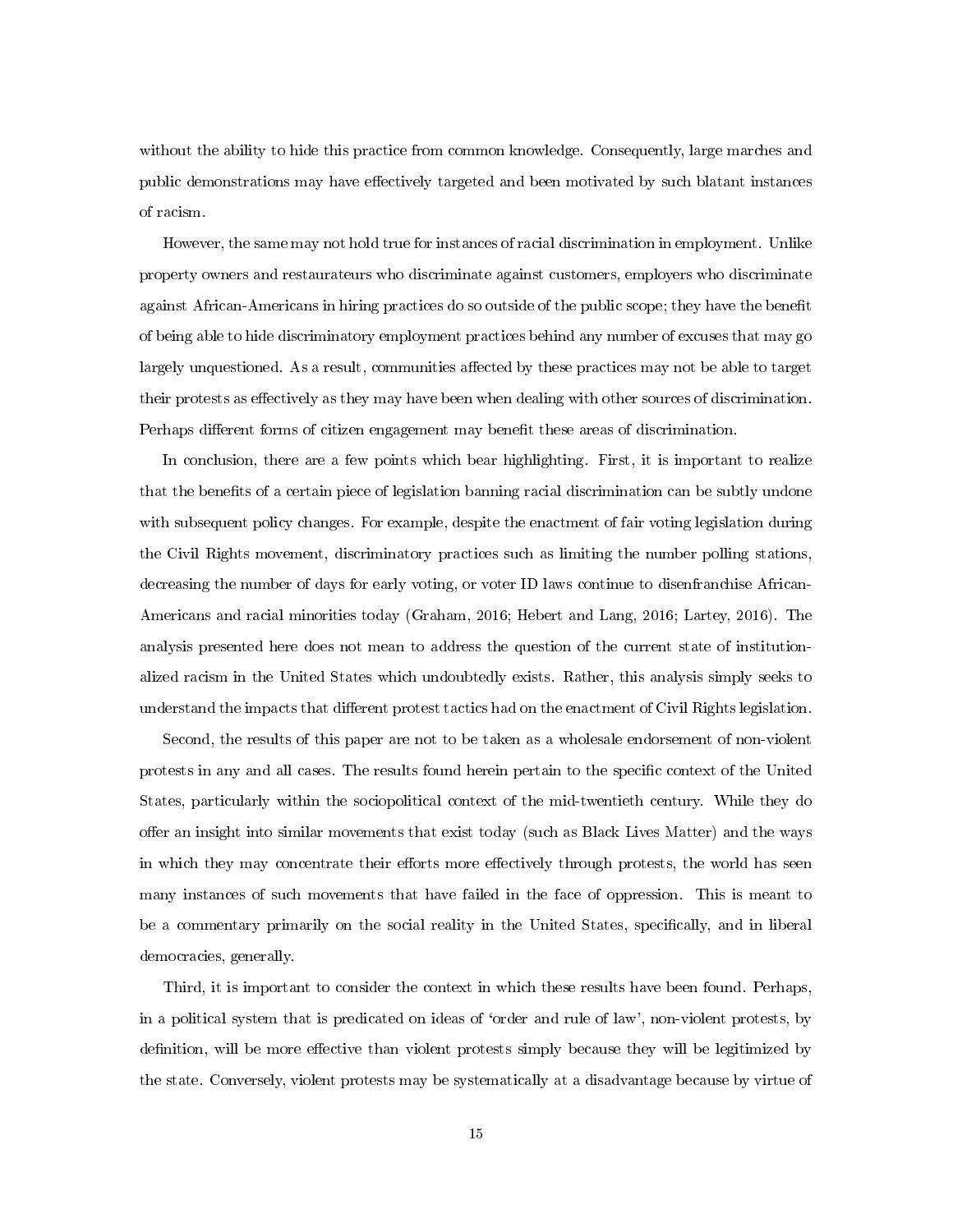without the ability to hide this practice from common knowledge. Consequently, large marches and public demonstrations may have effectively targeted and been motivated by such blatant instances of racism.

However, the same may not hold true for instances of racial discrimination in employment. Unlike property owners and restaurateurs who discriminate against customers, employers who discriminate against African-Americans in hiring practices do so outside of the public scope; they have the benefit of being able to hide discriminatory employment practices behind any number of excuses that may go largely unquestioned. As a result, communities affected by these practices may not be able to target their protests as effectively as they may have been when dealing with other sources of discrimination. Perhaps different forms of citizen engagement may benefit these areas of discrimination.

In conclusion, there are a few points which bear highlighting. First, it is important to realize that the benefits of a certain piece of legislation banning racial discrimination can be subtly undone with subsequent policy changes. For example, despite the enactment of fair voting legislation during the Civil Rights movement, discriminatory practices such as limiting the number polling stations, decreasing the number of days for early voting, or voter ID laws continue to disenfranchise African-Americans and racial minorities today (Graham, 2016; Hebert and Lang, 2016; Lartey, 2016). The analysis presented here does not mean to address the question of the current state of institutionalized racism in the United States which undoubtedly exists. Rather, this analysis simply seeks to understand the impacts that different protest tactics had on the enactment of Civil Rights legislation.

Second, the results of this paper are not to be taken as a wholesale endorsement of non-violent protests in any and all cases. The results found herein pertain to the specific context of the United States, particularly within the sociopolitical context of the mid-twentieth century. While they do offer an insight into similar movements that exist today (such as Black Lives Matter) and the ways in which they may concentrate their efforts more effectively through protests, the world has seen many instances of such movements that have failed in the face of oppression. This is meant to be a commentary primarily on the social reality in the United States, specifically, and in liberal democracies, generally.

Third, it is important to consider the context in which these results have been found. Perhaps, in a political system that is predicated on ideas of 'order and rule of law', non-violent protests, by definition, will be more effective than violent protests simply because they will be legitimized by the state. Conversely, violent protests may be systematically at a disadvantage because by virtue of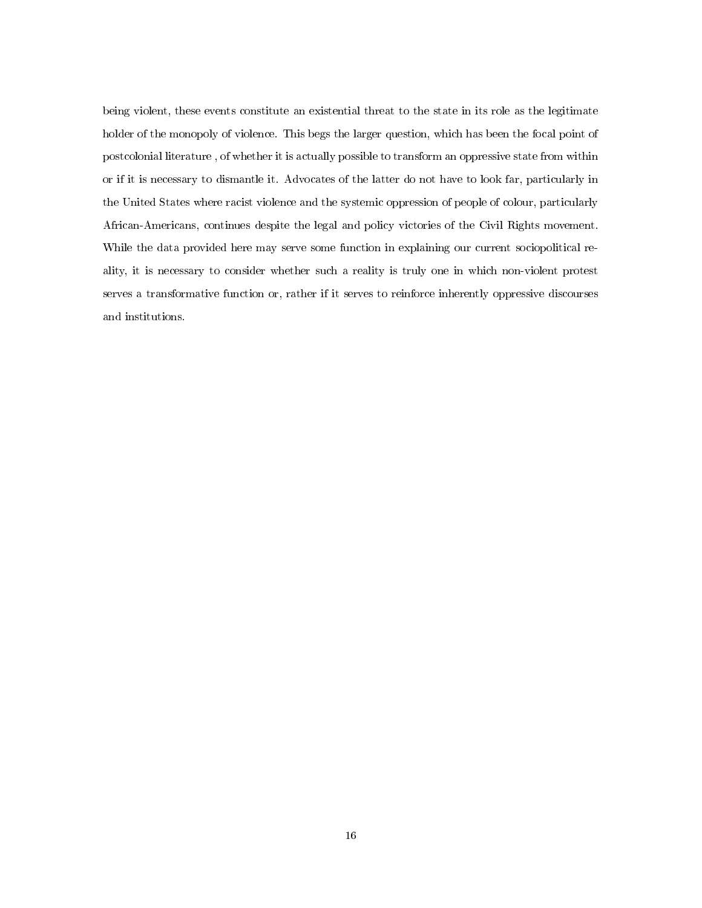being violent, these events constitute an existential threat to the state in its role as the legitimate holder of the monopoly of violence. This begs the larger question, which has been the focal point of postcolonial literature , of whether it is actually possible to transform an oppressive state from within or if it is necessary to dismantle it. Advocates of the latter do not have to look far, particularly in the United States where racist violence and the systemic oppression of people of colour, particularly African-Americans, continues despite the legal and policy victories of the Civil Rights movement. While the data provided here may serve some function in explaining our current sociopolitical reality, it is necessary to consider whether such a reality is truly one in which non-violent protest serves a transformative function or, rather if it serves to reinforce inherently oppressive discourses and institutions.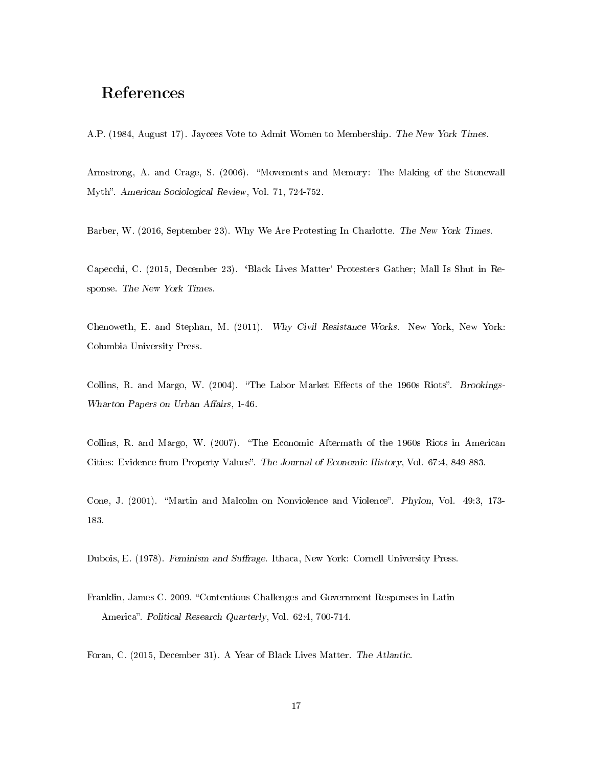# References

A.P. (1984, August 17). Jaycees Vote to Admit Women to Membership. *The New York Times.*

Armstrong, A. and Crage, S. (2006). "Movements and Memory: The Making of the Stonewall Myth". *American Sociological Review*, Vol. 71, 724-752.

Barber, W. (2016, September 23). Why We Are Protesting In Charlotte. *The New York Times.*

Capecchi, C. (2015, December 23). 'Black Lives Matter' Protesters Gather; Mall Is Shut in Response. *The New York Times.*

Chenoweth, E. and Stephan, M. (2011). *Why Civil Resistance Works.* New York, New York: Columbia University Press.

Collins, R. and Margo, W. (2004). "The Labor Market Effects of the 1960s Riots". *Brookings-Wharton Papers on Urban Affairs*, 1-46.

Collins, R. and Margo, W. (2007). "The Economic Aftermath of the 1960s Riots in American Cities: Evidence from Property Values". *The Journal of Economic History*, Vol. 67:4, 849-883.

Cone, J. (2001). "Martin and Malcolm on Nonviolence and Violence". *Phylon*, Vol. 49:3, 173-183.

Dubois, E. (1978). *Feminism and Suffrage*. Ithaca, New York: Cornell University Press.

Franklin, James C. 2009. "Contentious Challenges and Government Responses in Latin America". *Political Research Quarterly*, Vol. 62:4, 700-714.

Foran, C. (2015, December 31). A Year of Black Lives Matter. *The Atlantic*.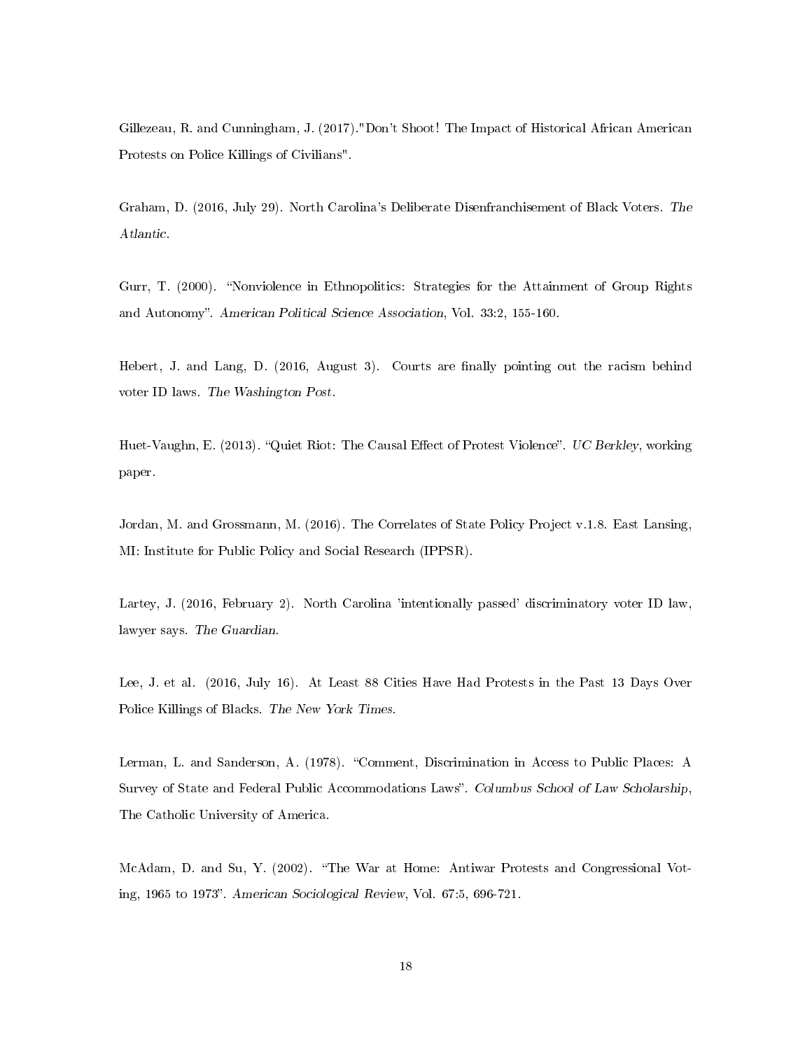Gillezeau, R. and Cunningham, J. (2017)."Don't Shoot! The Impact of Historical African American Protests on Police Killings of Civilians".

Graham, D. (2016, July 29). North Carolina's Deliberate Disenfranchisement of Black Voters. *The Atlantic*.

Gurr, T. (2000). "Nonviolence in Ethnopolitics: Strategies for the Attainment of Group Rights and Autonomy". *American Political Science Association*, Vol. 33:2, 155-160.

Hebert, J. and Lang, D. (2016, August 3). Courts are finally pointing out the racism behind voter ID laws. *The Washington Post*.

Huet-Vaughn, E. (2013). "Quiet Riot: The Causal Effect of Protest Violence". *UC Berkley*, working paper.

Jordan, M. and Grossmann, M. (2016). The Correlates of State Policy Project v.1.8. East Lansing, MI: Institute for Public Policy and Social Research (IPPSR).

Lartey, J. (2016, February 2). North Carolina 'intentionally passed' discriminatory voter ID law, lawyer says. *The Guardian*.

Lee, J. et al. (2016, July 16). At Least 88 Cities Have Had Protests in the Past 13 Days Over Police Killings of Blacks. *The New York Times*.

Lerman, L. and Sanderson, A. (1978). "Comment, Discrimination in Access to Public Places: A Survey of State and Federal Public Accommodations Laws". *Columbus School of Law Scholarship*, The Catholic University of America.

McAdam, D. and Su, Y. (2002). "The War at Home: Antiwar Protests and Congressional Voting, 1965 to 1973". *American Sociological Review*, Vol. 67:5, 696-721.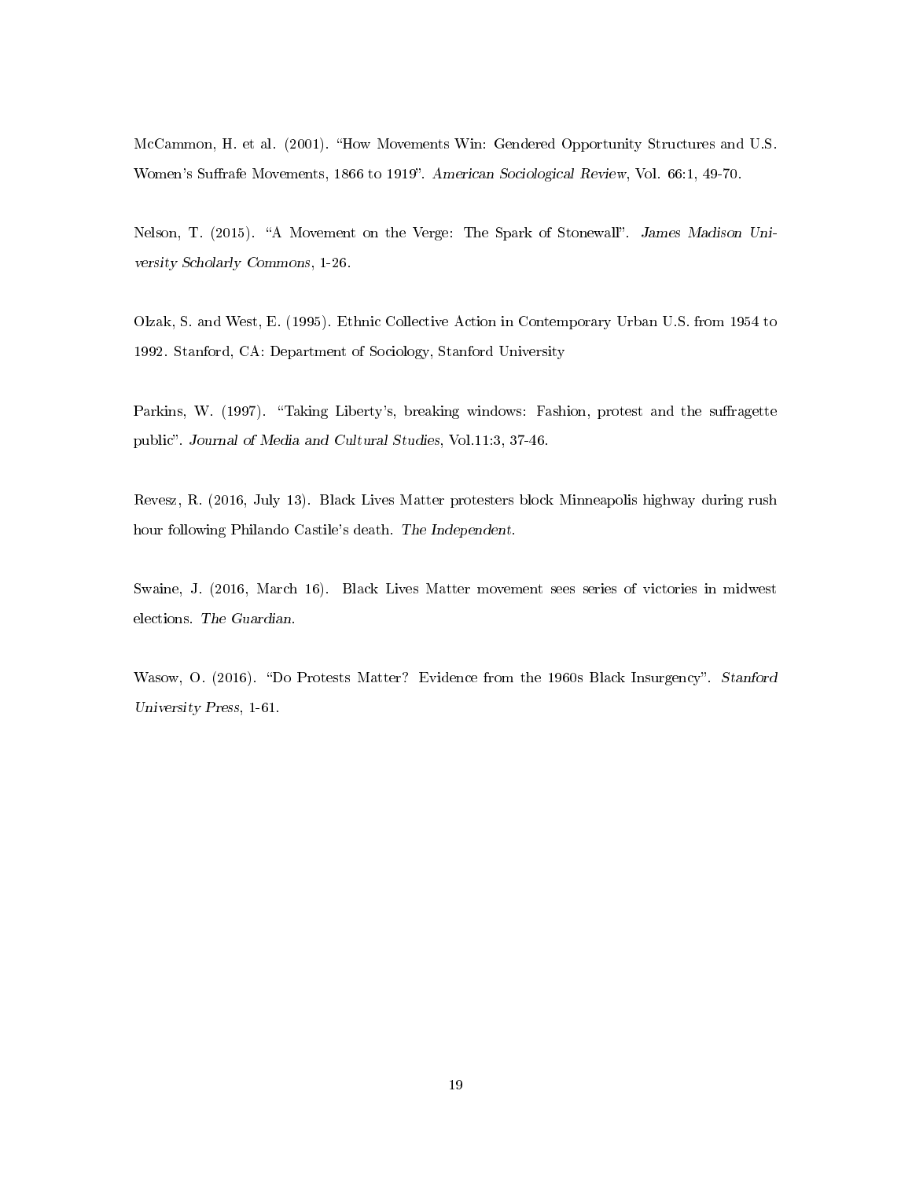McCammon, H. et al. (2001). "How Movements Win: Gendered Opportunity Structures and U.S. Women's Suffrafe Movements, 1866 to 1919". *American Sociological Review*, Vol. 66:1, 49-70.

Nelson, T. (2015). "A Movement on the Verge: The Spark of Stonewall". *James Madison University Scholarly Commons*, 1-26.

Olzak, S. and West, E. (1995). Ethnic Collective Action in Contemporary Urban U.S. from 1954 to 1992. Stanford, CA: Department of Sociology, Stanford University

Parkins, W. (1997). "Taking Liberty's, breaking windows: Fashion, protest and the suffragette public". *Journal of Media and Cultural Studies*, Vol.11:3, 37-46.

Revesz, R. (2016, July 13). Black Lives Matter protesters block Minneapolis highway during rush hour following Philando Castile's death. *The Independent*.

Swaine, J. (2016, March 16). Black Lives Matter movement sees series of victories in midwest elections. *The Guardian*.

Wasow, O. (2016). "Do Protests Matter? Evidence from the 1960s Black Insurgency". *Stanford University Press*, 1-61.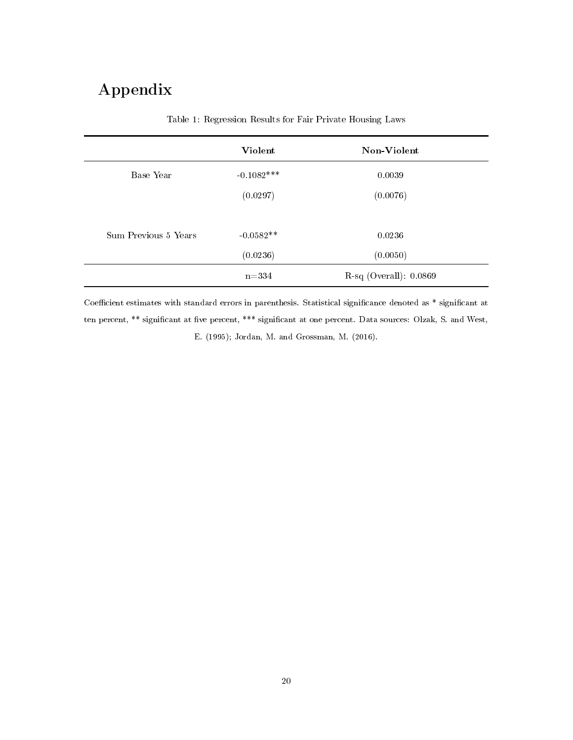# Appendix

Table 1: Regression Results for Fair Private Housing Laws

| | **Violent** | **Non-Violent** |
|---|---|---|
| Base Year | -0.1082*** | 0.0039 |
| | (0.0297) | (0.0076) |
| Sum Previous 5 Years | -0.0582** | 0.0236 |
| | (0.0236) | (0.0050) |
| | n=334 | R-sq (Overall): 0.0869 |

Coefficient estimates with standard errors in parenthesis. Statistical significance denoted as * significant at ten percent, ** significant at five percent, *** significant at one percent. Data sources: Olzak, S. and West, E. (1995); Jordan, M. and Grossman, M. (2016).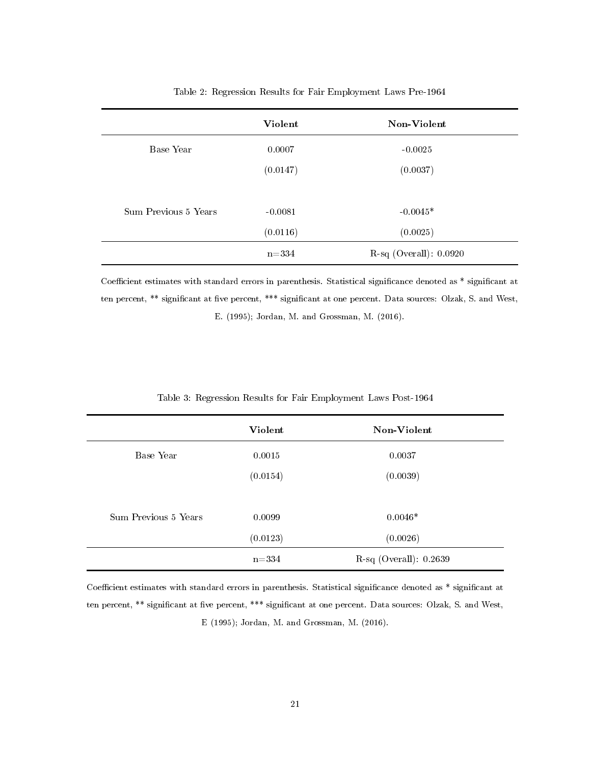Table 2: Regression Results for Fair Employment Laws Pre-1964

| | **Violent** | **Non-Violent** |
|---|---|---|
| Base Year | 0.0007 | -0.0025 |
| | (0.0147) | (0.0037) |
| Sum Previous 5 Years | -0.0081 | -0.0045* |
| | (0.0116) | (0.0025) |
| | n=334 | R-sq (Overall): 0.0920 |

Coefficient estimates with standard errors in parenthesis. Statistical significance denoted as * significant at ten percent, ** significant at five percent, *** significant at one percent. Data sources: Olzak, S. and West, E. (1995); Jordan, M. and Grossman, M. (2016).

Table 3: Regression Results for Fair Employment Laws Post-1964

| | **Violent** | **Non-Violent** |
|---|---|---|
| Base Year | 0.0015 | 0.0037 |
| | (0.0154) | (0.0039) |
| Sum Previous 5 Years | 0.0099 | 0.0046* |
| | (0.0123) | (0.0026) |
| | n=334 | R-sq (Overall): 0.2639 |

Coefficient estimates with standard errors in parenthesis. Statistical significance denoted as * significant at ten percent, ** significant at five percent, *** significant at one percent. Data sources: Olzak, S. and West, E (1995); Jordan, M. and Grossman, M. (2016).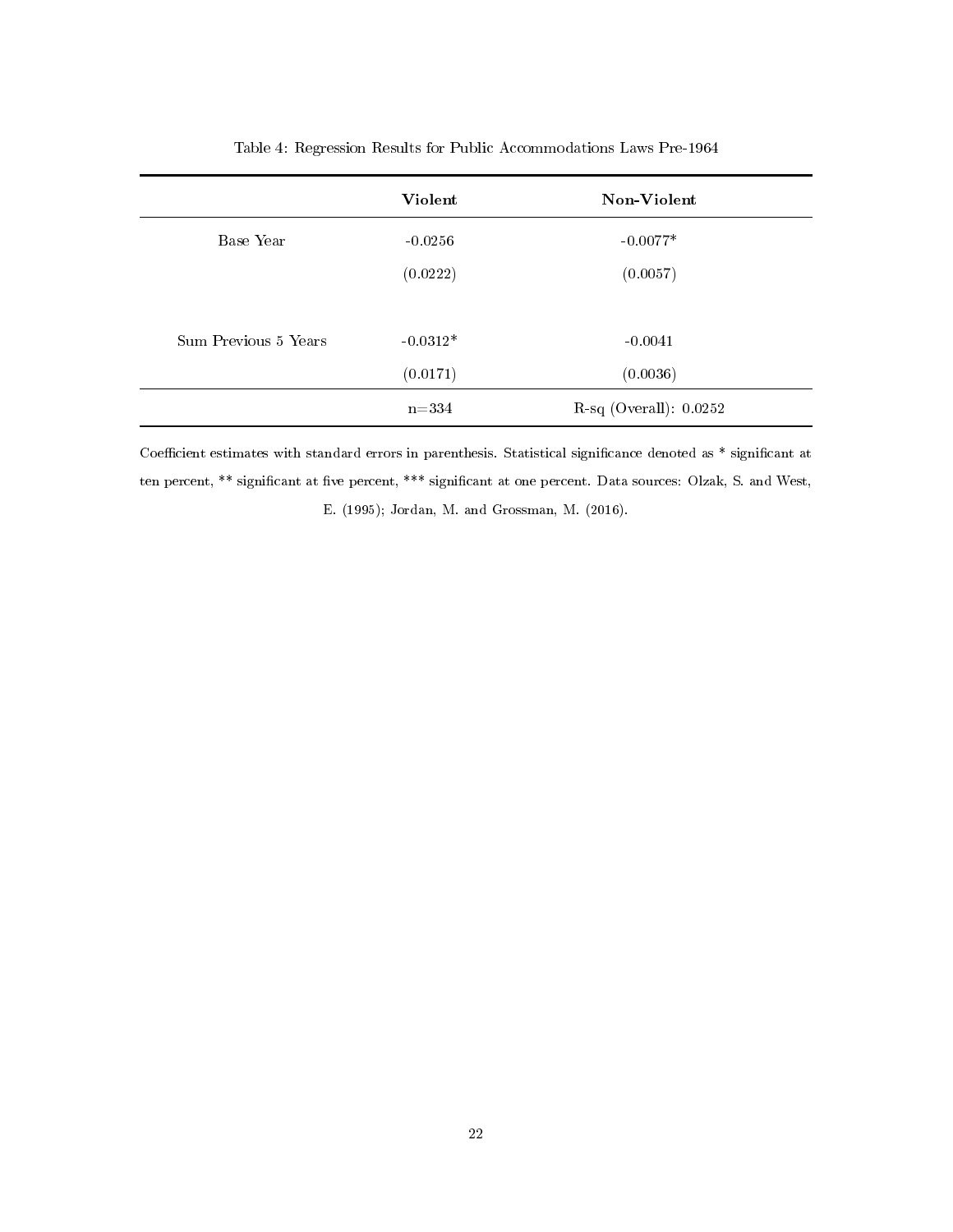Table 4: Regression Results for Public Accommodations Laws Pre-1964

| | **Violent** | **Non-Violent** |
|---|---|---|
| Base Year | -0.0256 | -0.0077* |
| | (0.0222) | (0.0057) |
| Sum Previous 5 Years | -0.0312* | -0.0041 |
| | (0.0171) | (0.0036) |
| | n=334 | R-sq (Overall): 0.0252 |

Coefficient estimates with standard errors in parenthesis. Statistical significance denoted as * significant at ten percent, ** significant at five percent, *** significant at one percent. Data sources: Olzak, S. and West, E. (1995); Jordan, M. and Grossman, M. (2016).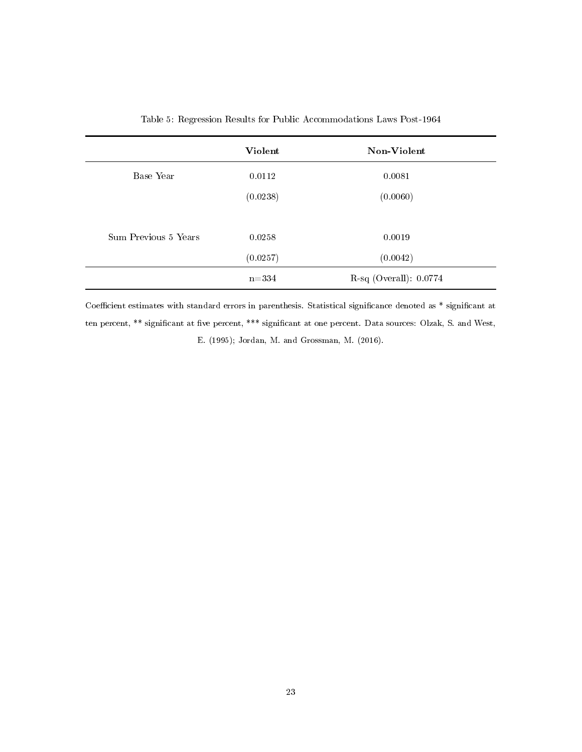Table 5: Regression Results for Public Accommodations Laws Post-1964

| | **Violent** | **Non-Violent** |
|---|---|---|
| Base Year | 0.0112 | 0.0081 |
| | (0.0238) | (0.0060) |
| Sum Previous 5 Years | 0.0258 | 0.0019 |
| | (0.0257) | (0.0042) |
| | n=334 | R-sq (Overall): 0.0774 |

Coefficient estimates with standard errors in parenthesis. Statistical significance denoted as * significant at ten percent, ** significant at five percent, *** significant at one percent. Data sources: Olzak, S. and West, E. (1995); Jordan, M. and Grossman, M. (2016).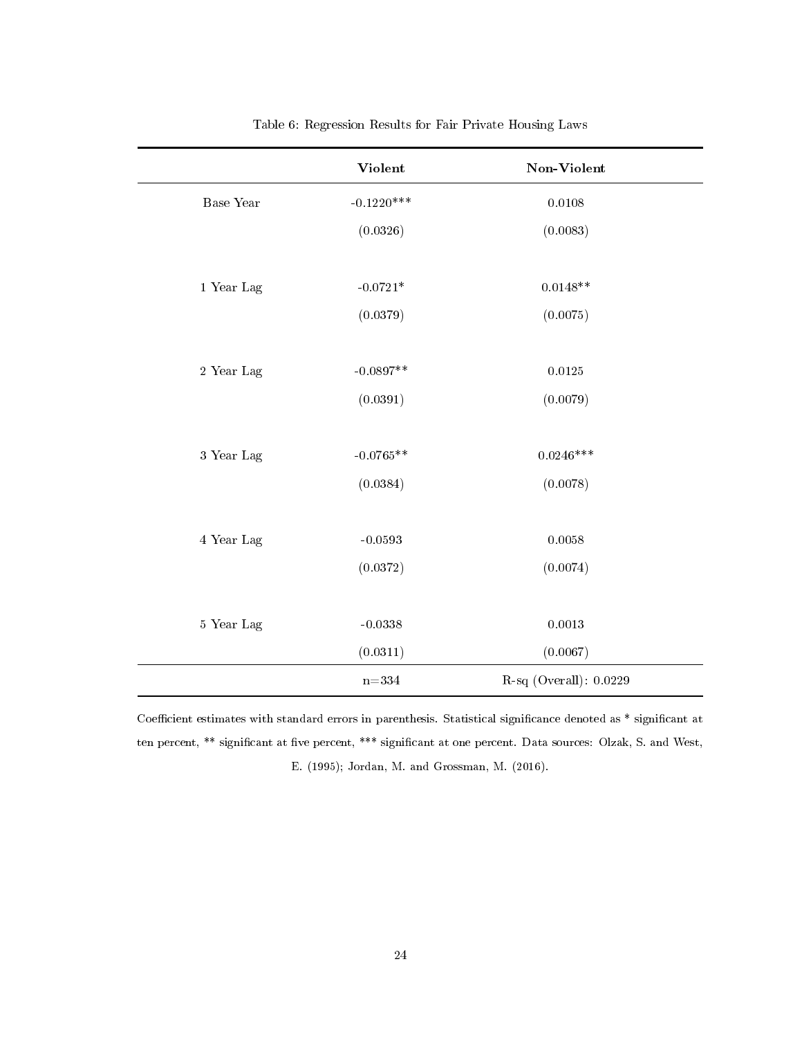Table 6: Regression Results for Fair Private Housing Laws

| | **Violent** | **Non-Violent** |
|---|---|---|
| Base Year | -0.1220*** | 0.0108 |
| | (0.0326) | (0.0083) |
| 1 Year Lag | -0.0721* | 0.0148** |
| | (0.0379) | (0.0075) |
| 2 Year Lag | -0.0897** | 0.0125 |
| | (0.0391) | (0.0079) |
| 3 Year Lag | -0.0765** | 0.0246*** |
| | (0.0384) | (0.0078) |
| 4 Year Lag | -0.0593 | 0.0058 |
| | (0.0372) | (0.0074) |
| 5 Year Lag | -0.0338 | 0.0013 |
| | (0.0311) | (0.0067) |
| | n=334 | R-sq (Overall): 0.0229 |

Coefficient estimates with standard errors in parenthesis. Statistical significance denoted as * significant at ten percent, ** significant at five percent, *** significant at one percent. Data sources: Olzak, S. and West, E. (1995); Jordan, M. and Grossman, M. (2016).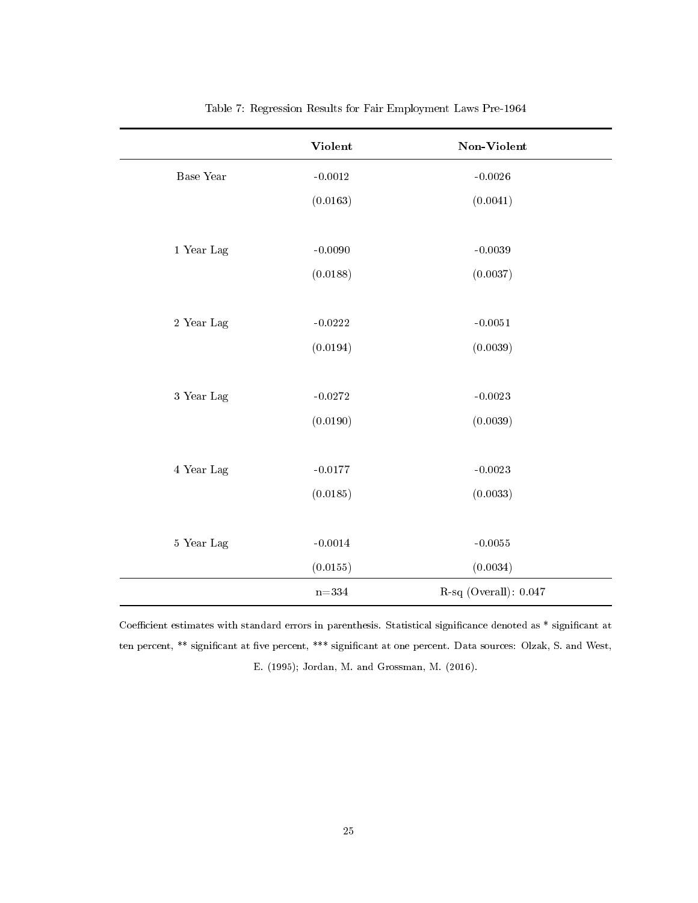Table 7: Regression Results for Fair Employment Laws Pre-1964

| | **Violent** | **Non-Violent** |
|---|---|---|
| Base Year | -0.0012 | -0.0026 |
| | (0.0163) | (0.0041) |
| 1 Year Lag | -0.0090 | -0.0039 |
| | (0.0188) | (0.0037) |
| 2 Year Lag | -0.0222 | -0.0051 |
| | (0.0194) | (0.0039) |
| 3 Year Lag | -0.0272 | -0.0023 |
| | (0.0190) | (0.0039) |
| 4 Year Lag | -0.0177 | -0.0023 |
| | (0.0185) | (0.0033) |
| 5 Year Lag | -0.0014 | -0.0055 |
| | (0.0155) | (0.0034) |
| | n=334 | R-sq (Overall): 0.047 |

Coefficient estimates with standard errors in parenthesis. Statistical significance denoted as * significant at ten percent, ** significant at five percent, *** significant at one percent. Data sources: Olzak, S. and West, E. (1995); Jordan, M. and Grossman, M. (2016).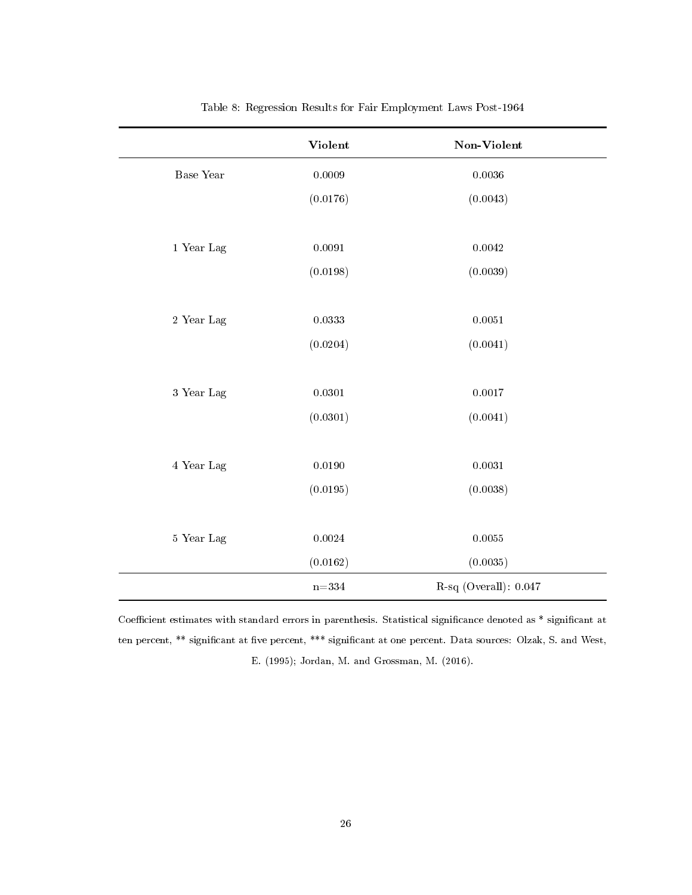Table 8: Regression Results for Fair Employment Laws Post-1964

| | **Violent** | **Non-Violent** |
|---|---|---|
| Base Year | 0.0009 | 0.0036 |
| | (0.0176) | (0.0043) |
| 1 Year Lag | 0.0091 | 0.0042 |
| | (0.0198) | (0.0039) |
| 2 Year Lag | 0.0333 | 0.0051 |
| | (0.0204) | (0.0041) |
| 3 Year Lag | 0.0301 | 0.0017 |
| | (0.0301) | (0.0041) |
| 4 Year Lag | 0.0190 | 0.0031 |
| | (0.0195) | (0.0038) |
| 5 Year Lag | 0.0024 | 0.0055 |
| | (0.0162) | (0.0035) |
| | n=334 | R-sq (Overall): 0.047 |

Coefficient estimates with standard errors in parenthesis. Statistical significance denoted as * significant at ten percent, ** significant at five percent, *** significant at one percent. Data sources: Olzak, S. and West, E. (1995); Jordan, M. and Grossman, M. (2016).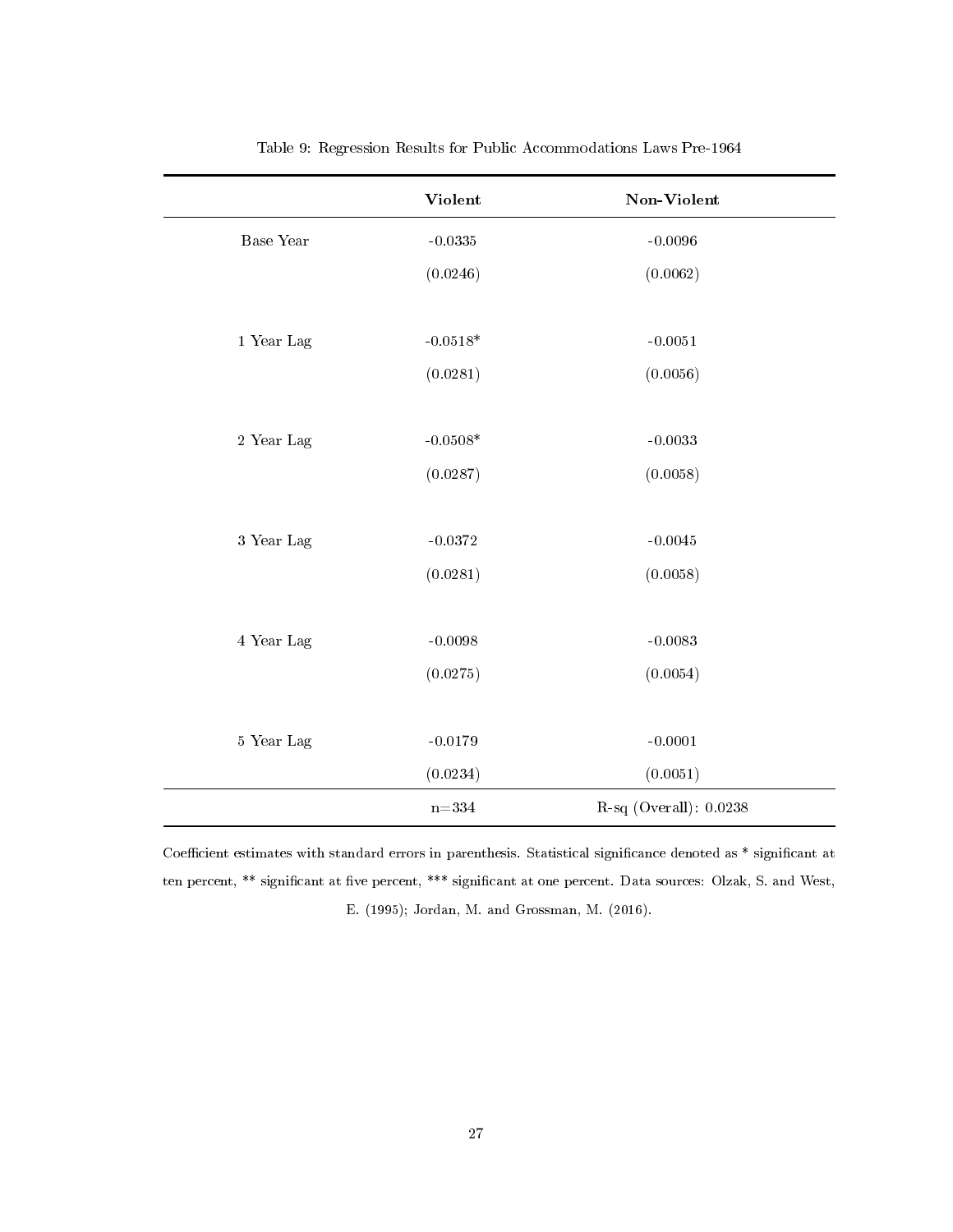Table 9: Regression Results for Public Accommodations Laws Pre-1964

| | **Violent** | **Non-Violent** |
|---|---|---|
| Base Year | -0.0335 | -0.0096 |
| | (0.0246) | (0.0062) |
| 1 Year Lag | -0.0518* | -0.0051 |
| | (0.0281) | (0.0056) |
| 2 Year Lag | -0.0508* | -0.0033 |
| | (0.0287) | (0.0058) |
| 3 Year Lag | -0.0372 | -0.0045 |
| | (0.0281) | (0.0058) |
| 4 Year Lag | -0.0098 | -0.0083 |
| | (0.0275) | (0.0054) |
| 5 Year Lag | -0.0179 | -0.0001 |
| | (0.0234) | (0.0051) |
| | n=334 | R-sq (Overall): 0.0238 |

Coefficient estimates with standard errors in parenthesis. Statistical significance denoted as * significant at ten percent, ** significant at five percent, *** significant at one percent. Data sources: Olzak, S. and West, E. (1995); Jordan, M. and Grossman, M. (2016).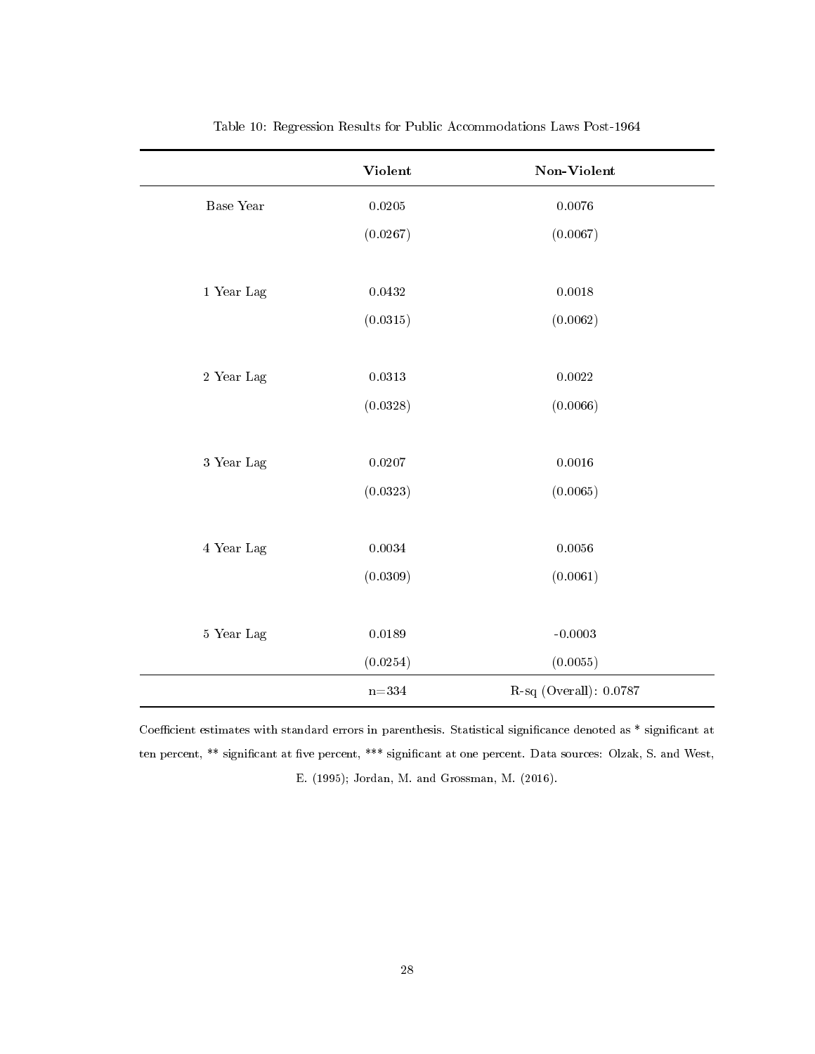Table 10: Regression Results for Public Accommodations Laws Post-1964

| | **Violent** | **Non-Violent** |
|---|---|---|
| Base Year | 0.0205 | 0.0076 |
| | (0.0267) | (0.0067) |
| 1 Year Lag | 0.0432 | 0.0018 |
| | (0.0315) | (0.0062) |
| 2 Year Lag | 0.0313 | 0.0022 |
| | (0.0328) | (0.0066) |
| 3 Year Lag | 0.0207 | 0.0016 |
| | (0.0323) | (0.0065) |
| 4 Year Lag | 0.0034 | 0.0056 |
| | (0.0309) | (0.0061) |
| 5 Year Lag | 0.0189 | -0.0003 |
| | (0.0254) | (0.0055) |
| | n=334 | R-sq (Overall): 0.0787 |

Coefficient estimates with standard errors in parenthesis. Statistical significance denoted as * significant at ten percent, ** significant at five percent, *** significant at one percent. Data sources: Olzak, S. and West, E. (1995); Jordan, M. and Grossman, M. (2016).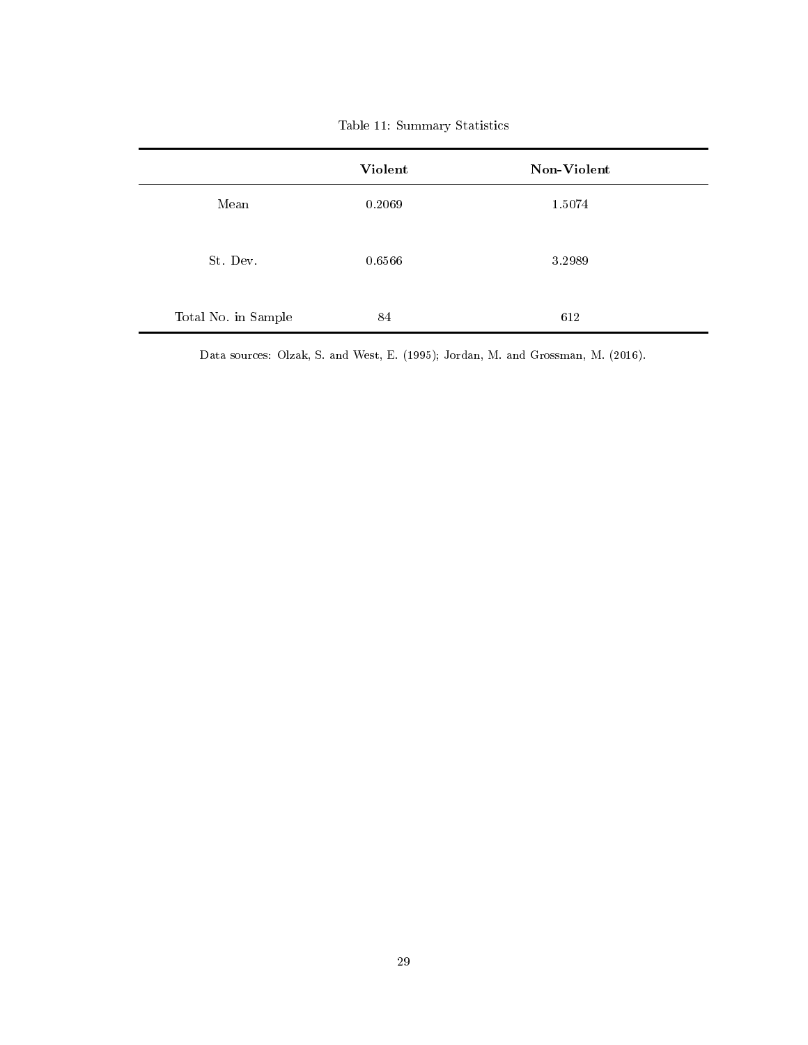Table 11: Summary Statistics

| | **Violent** | **Non-Violent** |
|---|---|---|
| Mean | 0.2069 | 1.5074 |
| St. Dev. | 0.6566 | 3.2989 |
| Total No. in Sample | 84 | 612 |

Data sources: Olzak, S. and West, E. (1995); Jordan, M. and Grossman, M. (2016).